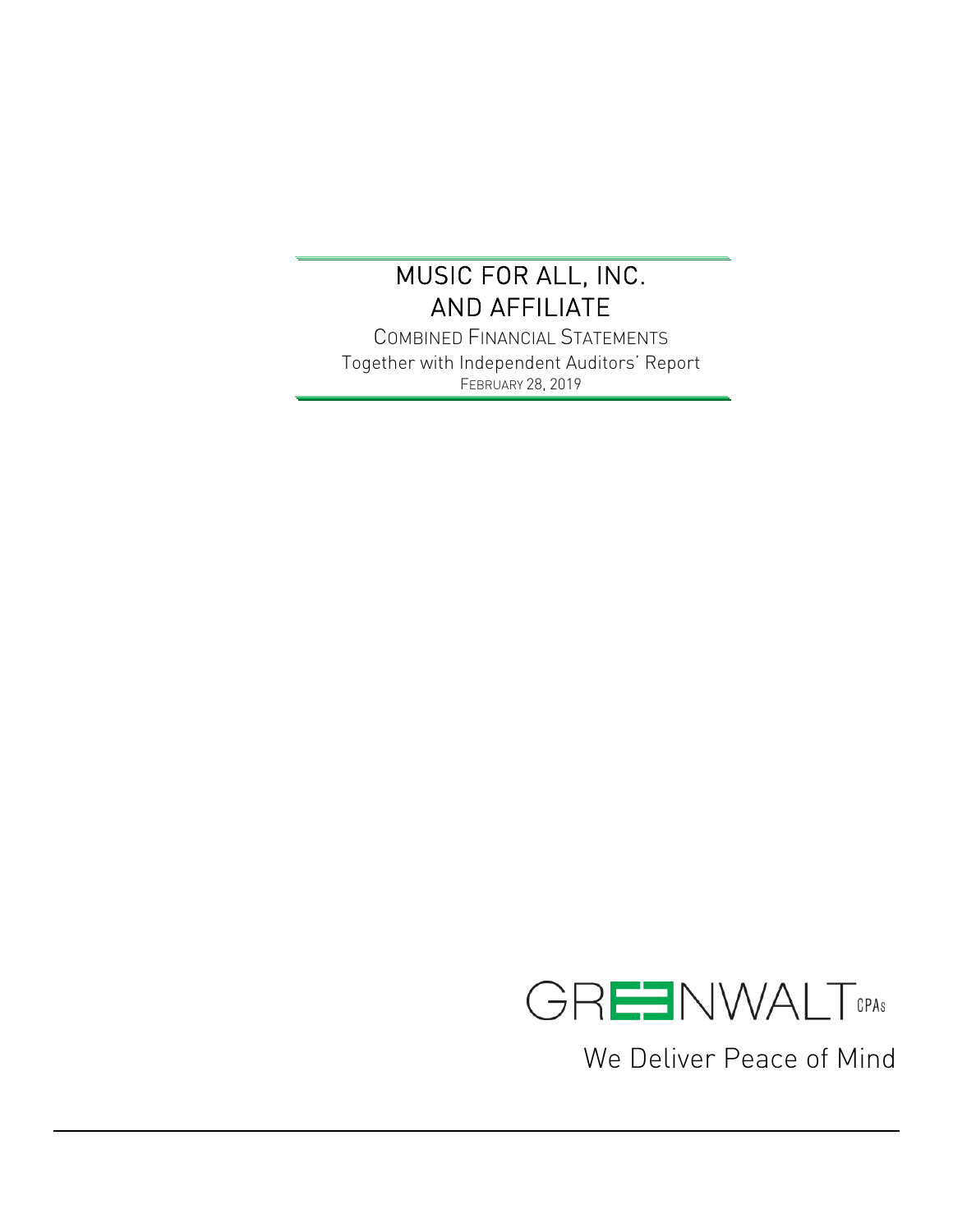# MUSIC FOR ALL, INC.
# AND AFFILIATE

COMBINED FINANCIAL STATEMENTS

Together with Independent Auditors' Report

FEBRUARY 28, 2019

GREENWALT CPAs

We Deliver Peace of Mind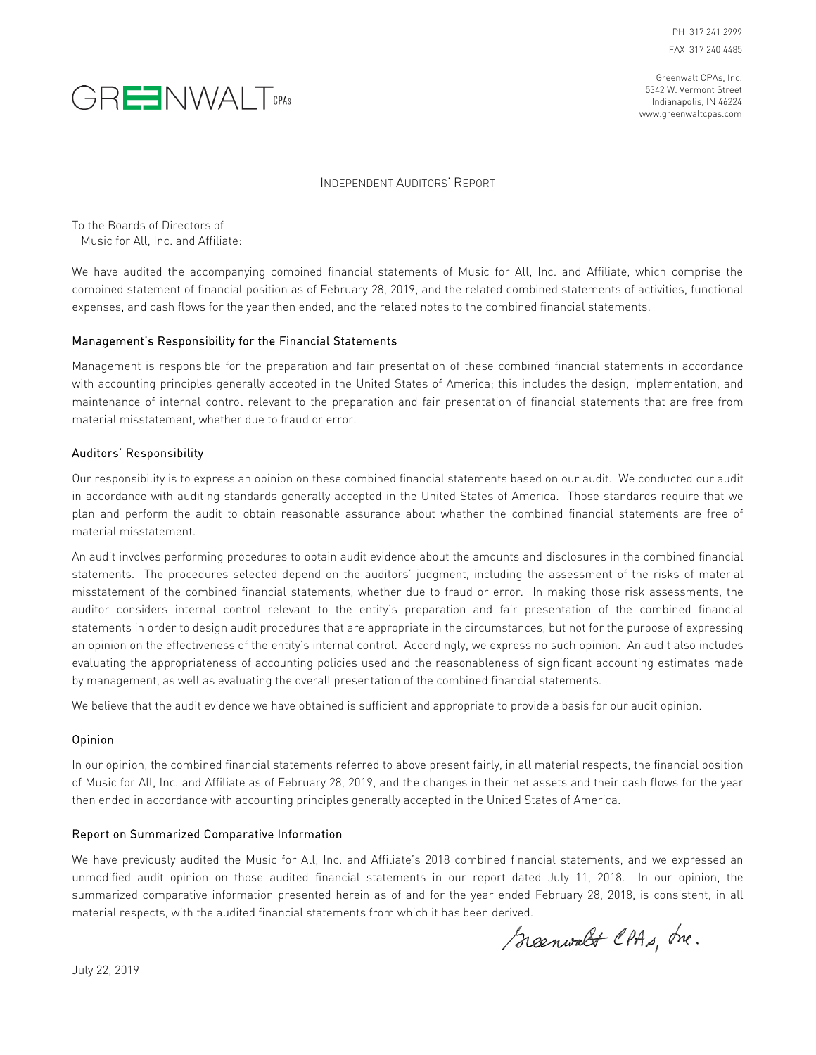PH 317 241 2999
FAX 317 240 4485

GREENWALT CPAs

Greenwalt CPAs, Inc.
5342 W. Vermont Street
Indianapolis, IN 46224
www.greenwaltcpas.com

# Independent Auditors' Report

To the Boards of Directors of
Music for All, Inc. and Affiliate:

We have audited the accompanying combined financial statements of Music for All, Inc. and Affiliate, which comprise the combined statement of financial position as of February 28, 2019, and the related combined statements of activities, functional expenses, and cash flows for the year then ended, and the related notes to the combined financial statements.

## Management's Responsibility for the Financial Statements

Management is responsible for the preparation and fair presentation of these combined financial statements in accordance with accounting principles generally accepted in the United States of America; this includes the design, implementation, and maintenance of internal control relevant to the preparation and fair presentation of financial statements that are free from material misstatement, whether due to fraud or error.

## Auditors' Responsibility

Our responsibility is to express an opinion on these combined financial statements based on our audit. We conducted our audit in accordance with auditing standards generally accepted in the United States of America. Those standards require that we plan and perform the audit to obtain reasonable assurance about whether the combined financial statements are free of material misstatement.

An audit involves performing procedures to obtain audit evidence about the amounts and disclosures in the combined financial statements. The procedures selected depend on the auditors' judgment, including the assessment of the risks of material misstatement of the combined financial statements, whether due to fraud or error. In making those risk assessments, the auditor considers internal control relevant to the entity's preparation and fair presentation of the combined financial statements in order to design audit procedures that are appropriate in the circumstances, but not for the purpose of expressing an opinion on the effectiveness of the entity's internal control. Accordingly, we express no such opinion. An audit also includes evaluating the appropriateness of accounting policies used and the reasonableness of significant accounting estimates made by management, as well as evaluating the overall presentation of the combined financial statements.

We believe that the audit evidence we have obtained is sufficient and appropriate to provide a basis for our audit opinion.

## Opinion

In our opinion, the combined financial statements referred to above present fairly, in all material respects, the financial position of Music for All, Inc. and Affiliate as of February 28, 2019, and the changes in their net assets and their cash flows for the year then ended in accordance with accounting principles generally accepted in the United States of America.

## Report on Summarized Comparative Information

We have previously audited the Music for All, Inc. and Affiliate's 2018 combined financial statements, and we expressed an unmodified audit opinion on those audited financial statements in our report dated July 11, 2018. In our opinion, the summarized comparative information presented herein as of and for the year ended February 28, 2018, is consistent, in all material respects, with the audited financial statements from which it has been derived.

Greenwalt CPAs, Inc.

July 22, 2019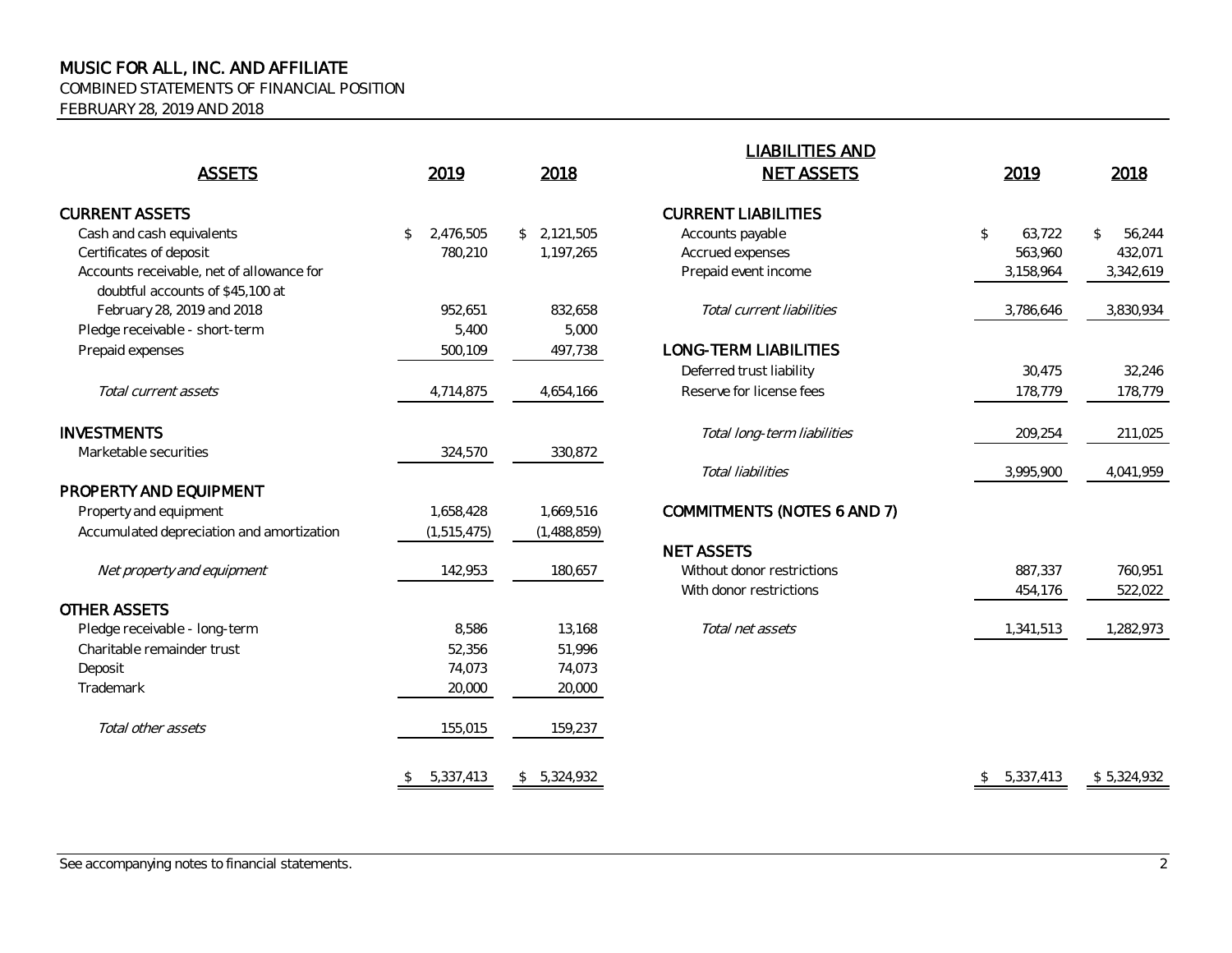# MUSIC FOR ALL, INC. AND AFFILIATE

COMBINED STATEMENTS OF FINANCIAL POSITION

FEBRUARY 28, 2019 AND 2018

| ASSETS | 2019 | 2018 |
|---|---|---|
| **CURRENT ASSETS** | | |
| Cash and cash equivalents | $ 2,476,505 | $ 2,121,505 |
| Certificates of deposit | 780,210 | 1,197,265 |
| Accounts receivable, net of allowance for doubtful accounts of $45,100 at February 28, 2019 and 2018 | 952,651 | 832,658 |
| Pledge receivable - short-term | 5,400 | 5,000 |
| Prepaid expenses | 500,109 | 497,738 |
| *Total current assets* | 4,714,875 | 4,654,166 |
| **INVESTMENTS** | | |
| Marketable securities | 324,570 | 330,872 |
| **PROPERTY AND EQUIPMENT** | | |
| Property and equipment | 1,658,428 | 1,669,516 |
| Accumulated depreciation and amortization | (1,515,475) | (1,488,859) |
| *Net property and equipment* | 142,953 | 180,657 |
| **OTHER ASSETS** | | |
| Pledge receivable - long-term | 8,586 | 13,168 |
| Charitable remainder trust | 52,356 | 51,996 |
| Deposit | 74,073 | 74,073 |
| Trademark | 20,000 | 20,000 |
| *Total other assets* | 155,015 | 159,237 |
| | $ 5,337,413 | $ 5,324,932 |

| LIABILITIES AND NET ASSETS | 2019 | 2018 |
|---|---|---|
| **CURRENT LIABILITIES** | | |
| Accounts payable | $ 63,722 | $ 56,244 |
| Accrued expenses | 563,960 | 432,071 |
| Prepaid event income | 3,158,964 | 3,342,619 |
| *Total current liabilities* | 3,786,646 | 3,830,934 |
| **LONG-TERM LIABILITIES** | | |
| Deferred trust liability | 30,475 | 32,246 |
| Reserve for license fees | 178,779 | 178,779 |
| *Total long-term liabilities* | 209,254 | 211,025 |
| *Total liabilities* | 3,995,900 | 4,041,959 |
| **COMMITMENTS (NOTES 6 AND 7)** | | |
| **NET ASSETS** | | |
| Without donor restrictions | 887,337 | 760,951 |
| With donor restrictions | 454,176 | 522,022 |
| *Total net assets* | 1,341,513 | 1,282,973 |
| | $ 5,337,413 | $ 5,324,932 |

See accompanying notes to financial statements.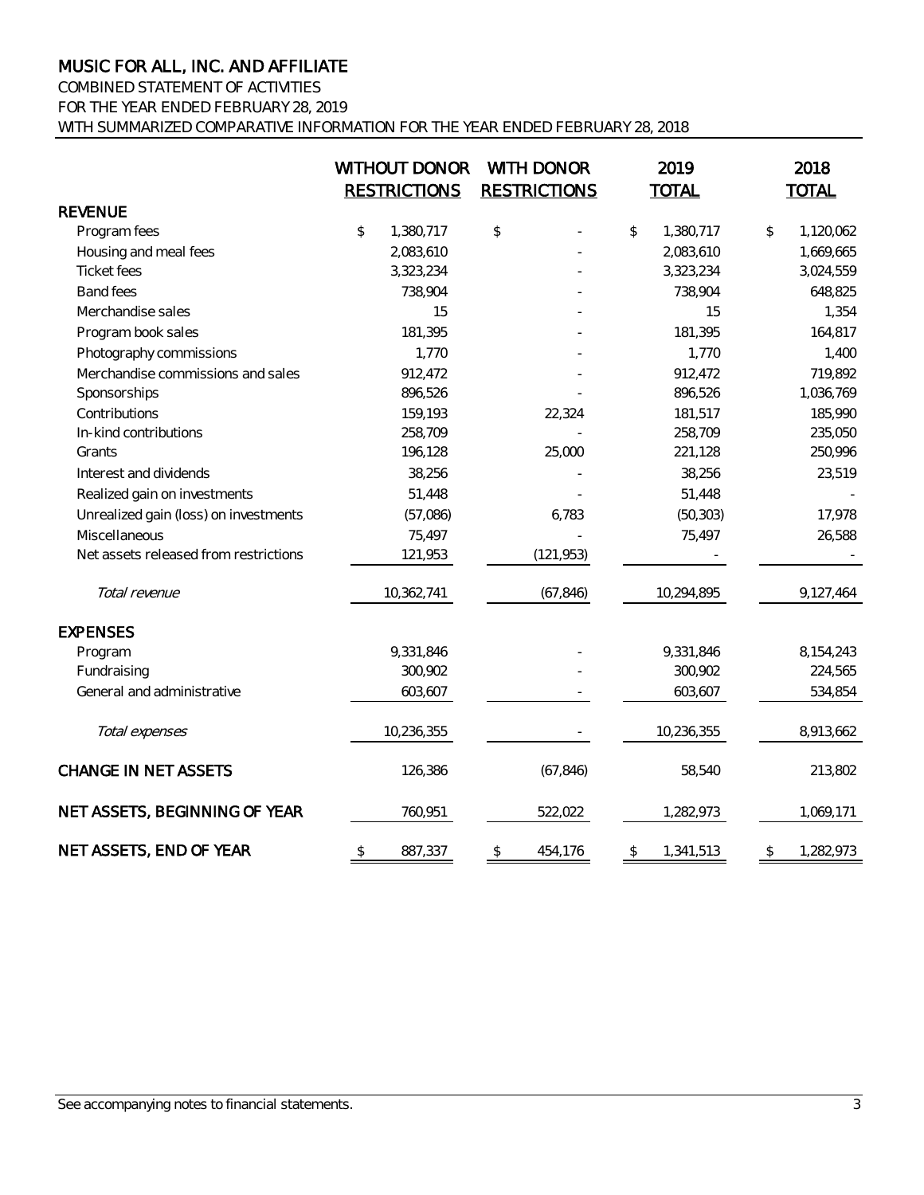# MUSIC FOR ALL, INC. AND AFFILIATE

COMBINED STATEMENT OF ACTIVITIES
FOR THE YEAR ENDED FEBRUARY 28, 2019
WITH SUMMARIZED COMPARATIVE INFORMATION FOR THE YEAR ENDED FEBRUARY 28, 2018

| | WITHOUT DONOR RESTRICTIONS | WITH DONOR RESTRICTIONS | 2019 TOTAL | 2018 TOTAL |
|---|---|---|---|---|
| **REVENUE** | | | | |
| Program fees | $ 1,380,717 | $ - | $ 1,380,717 | $ 1,120,062 |
| Housing and meal fees | 2,083,610 | - | 2,083,610 | 1,669,665 |
| Ticket fees | 3,323,234 | - | 3,323,234 | 3,024,559 |
| Band fees | 738,904 | - | 738,904 | 648,825 |
| Merchandise sales | 15 | - | 15 | 1,354 |
| Program book sales | 181,395 | - | 181,395 | 164,817 |
| Photography commissions | 1,770 | - | 1,770 | 1,400 |
| Merchandise commissions and sales | 912,472 | - | 912,472 | 719,892 |
| Sponsorships | 896,526 | - | 896,526 | 1,036,769 |
| Contributions | 159,193 | 22,324 | 181,517 | 185,990 |
| In-kind contributions | 258,709 | - | 258,709 | 235,050 |
| Grants | 196,128 | 25,000 | 221,128 | 250,996 |
| Interest and dividends | 38,256 | - | 38,256 | 23,519 |
| Realized gain on investments | 51,448 | - | 51,448 | - |
| Unrealized gain (loss) on investments | (57,086) | 6,783 | (50,303) | 17,978 |
| Miscellaneous | 75,497 | - | 75,497 | 26,588 |
| Net assets released from restrictions | 121,953 | (121,953) | - | - |
| *Total revenue* | 10,362,741 | (67,846) | 10,294,895 | 9,127,464 |
| **EXPENSES** | | | | |
| Program | 9,331,846 | - | 9,331,846 | 8,154,243 |
| Fundraising | 300,902 | - | 300,902 | 224,565 |
| General and administrative | 603,607 | - | 603,607 | 534,854 |
| *Total expenses* | 10,236,355 | - | 10,236,355 | 8,913,662 |
| **CHANGE IN NET ASSETS** | 126,386 | (67,846) | 58,540 | 213,802 |
| **NET ASSETS, BEGINNING OF YEAR** | 760,951 | 522,022 | 1,282,973 | 1,069,171 |
| **NET ASSETS, END OF YEAR** | $ 887,337 | $ 454,176 | $ 1,341,513 | $ 1,282,973 |

See accompanying notes to financial statements.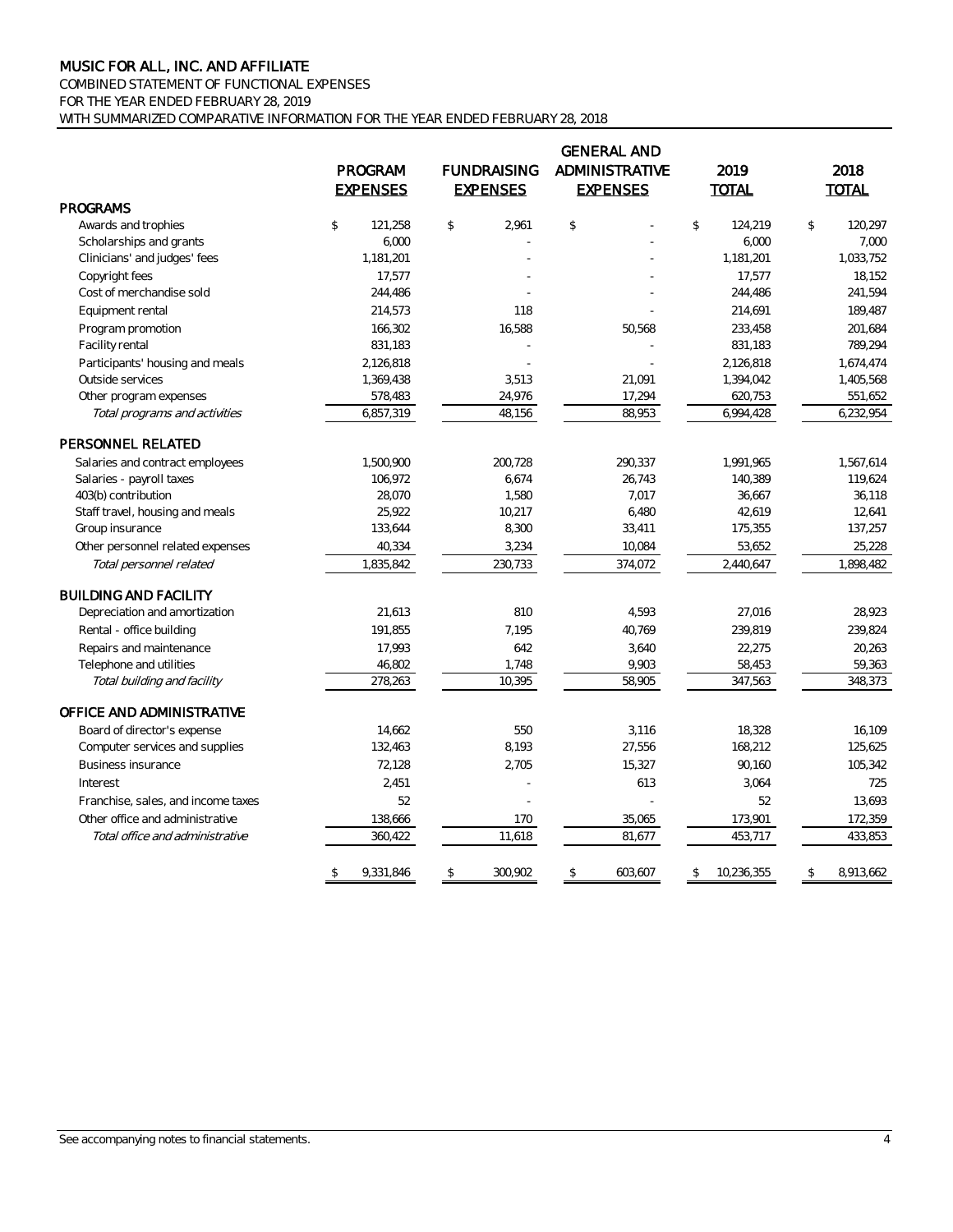# MUSIC FOR ALL, INC. AND AFFILIATE

COMBINED STATEMENT OF FUNCTIONAL EXPENSES
FOR THE YEAR ENDED FEBRUARY 28, 2019
WITH SUMMARIZED COMPARATIVE INFORMATION FOR THE YEAR ENDED FEBRUARY 28, 2018

| | PROGRAM EXPENSES | FUNDRAISING EXPENSES | GENERAL AND ADMINISTRATIVE EXPENSES | 2019 TOTAL | 2018 TOTAL |
|---|---|---|---|---|---|
| **PROGRAMS** | | | | | |
| Awards and trophies | $ 121,258 | $ 2,961 | $ - | $ 124,219 | $ 120,297 |
| Scholarships and grants | 6,000 | - | - | 6,000 | 7,000 |
| Clinicians' and judges' fees | 1,181,201 | - | - | 1,181,201 | 1,033,752 |
| Copyright fees | 17,577 | - | - | 17,577 | 18,152 |
| Cost of merchandise sold | 244,486 | - | - | 244,486 | 241,594 |
| Equipment rental | 214,573 | 118 | - | 214,691 | 189,487 |
| Program promotion | 166,302 | 16,588 | 50,568 | 233,458 | 201,684 |
| Facility rental | 831,183 | - | - | 831,183 | 789,294 |
| Participants' housing and meals | 2,126,818 | - | - | 2,126,818 | 1,674,474 |
| Outside services | 1,369,438 | 3,513 | 21,091 | 1,394,042 | 1,405,568 |
| Other program expenses | 578,483 | 24,976 | 17,294 | 620,753 | 551,652 |
| *Total programs and activities* | 6,857,319 | 48,156 | 88,953 | 6,994,428 | 6,232,954 |
| **PERSONNEL RELATED** | | | | | |
| Salaries and contract employees | 1,500,900 | 200,728 | 290,337 | 1,991,965 | 1,567,614 |
| Salaries - payroll taxes | 106,972 | 6,674 | 26,743 | 140,389 | 119,624 |
| 403(b) contribution | 28,070 | 1,580 | 7,017 | 36,667 | 36,118 |
| Staff travel, housing and meals | 25,922 | 10,217 | 6,480 | 42,619 | 12,641 |
| Group insurance | 133,644 | 8,300 | 33,411 | 175,355 | 137,257 |
| Other personnel related expenses | 40,334 | 3,234 | 10,084 | 53,652 | 25,228 |
| *Total personnel related* | 1,835,842 | 230,733 | 374,072 | 2,440,647 | 1,898,482 |
| **BUILDING AND FACILITY** | | | | | |
| Depreciation and amortization | 21,613 | 810 | 4,593 | 27,016 | 28,923 |
| Rental - office building | 191,855 | 7,195 | 40,769 | 239,819 | 239,824 |
| Repairs and maintenance | 17,993 | 642 | 3,640 | 22,275 | 20,263 |
| Telephone and utilities | 46,802 | 1,748 | 9,903 | 58,453 | 59,363 |
| *Total building and facility* | 278,263 | 10,395 | 58,905 | 347,563 | 348,373 |
| **OFFICE AND ADMINISTRATIVE** | | | | | |
| Board of director's expense | 14,662 | 550 | 3,116 | 18,328 | 16,109 |
| Computer services and supplies | 132,463 | 8,193 | 27,556 | 168,212 | 125,625 |
| Business insurance | 72,128 | 2,705 | 15,327 | 90,160 | 105,342 |
| Interest | 2,451 | - | 613 | 3,064 | 725 |
| Franchise, sales, and income taxes | 52 | - | - | 52 | 13,693 |
| Other office and administrative | 138,666 | 170 | 35,065 | 173,901 | 172,359 |
| *Total office and administrative* | 360,422 | 11,618 | 81,677 | 453,717 | 433,853 |
| | $ 9,331,846 | $ 300,902 | $ 603,607 | $ 10,236,355 | $ 8,913,662 |

See accompanying notes to financial statements.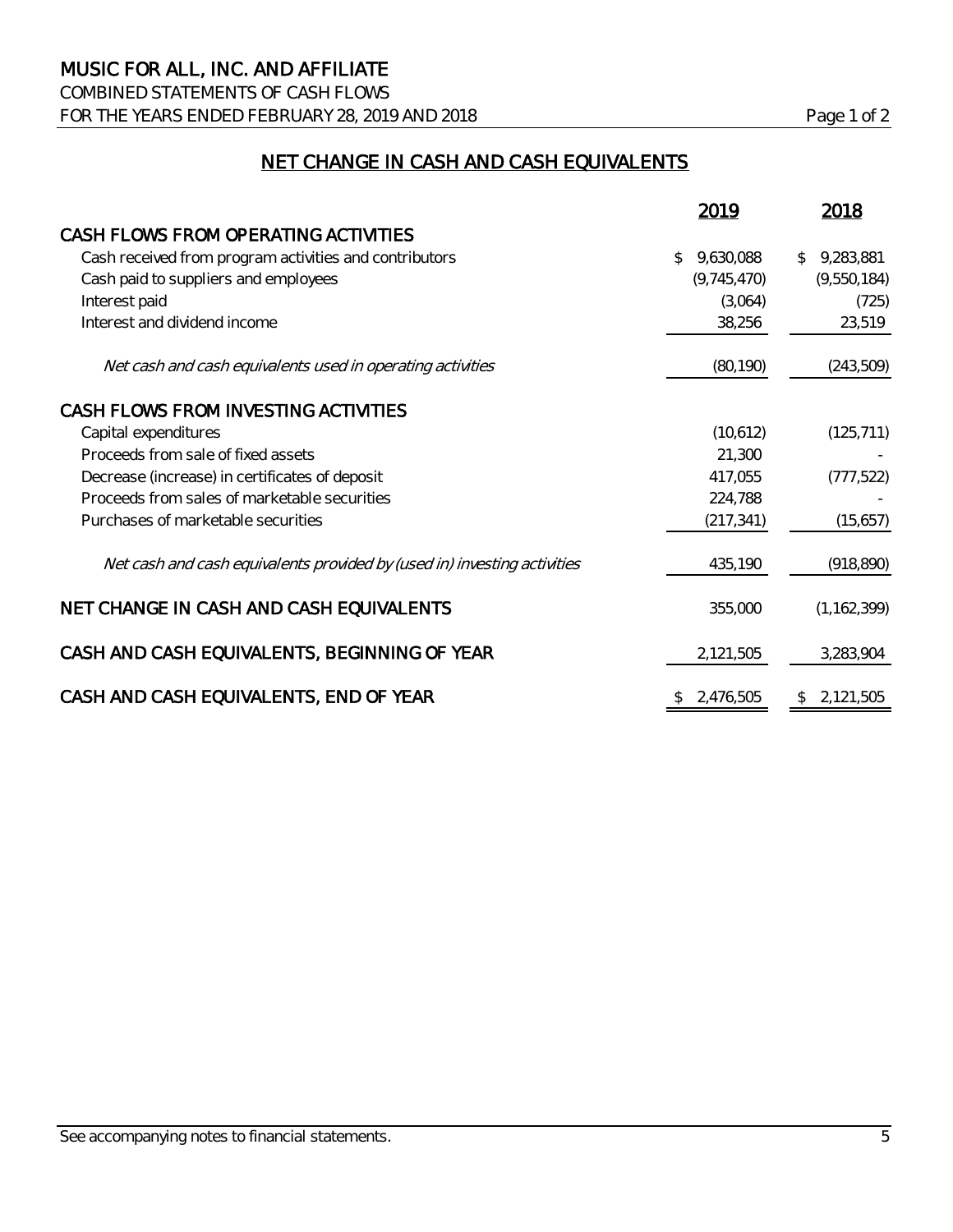# MUSIC FOR ALL, INC. AND AFFILIATE

COMBINED STATEMENTS OF CASH FLOWS
FOR THE YEARS ENDED FEBRUARY 28, 2019 AND 2018

## NET CHANGE IN CASH AND CASH EQUIVALENTS

| | 2019 | 2018 |
|---|---|---|
| **CASH FLOWS FROM OPERATING ACTIVITIES** | | |
| Cash received from program activities and contributors | $ 9,630,088 | $ 9,283,881 |
| Cash paid to suppliers and employees | (9,745,470) | (9,550,184) |
| Interest paid | (3,064) | (725) |
| Interest and dividend income | 38,256 | 23,519 |
| *Net cash and cash equivalents used in operating activities* | (80,190) | (243,509) |
| **CASH FLOWS FROM INVESTING ACTIVITIES** | | |
| Capital expenditures | (10,612) | (125,711) |
| Proceeds from sale of fixed assets | 21,300 | - |
| Decrease (increase) in certificates of deposit | 417,055 | (777,522) |
| Proceeds from sales of marketable securities | 224,788 | - |
| Purchases of marketable securities | (217,341) | (15,657) |
| *Net cash and cash equivalents provided by (used in) investing activities* | 435,190 | (918,890) |
| **NET CHANGE IN CASH AND CASH EQUIVALENTS** | 355,000 | (1,162,399) |
| **CASH AND CASH EQUIVALENTS, BEGINNING OF YEAR** | 2,121,505 | 3,283,904 |
| **CASH AND CASH EQUIVALENTS, END OF YEAR** | $ 2,476,505 | $ 2,121,505 |

See accompanying notes to financial statements.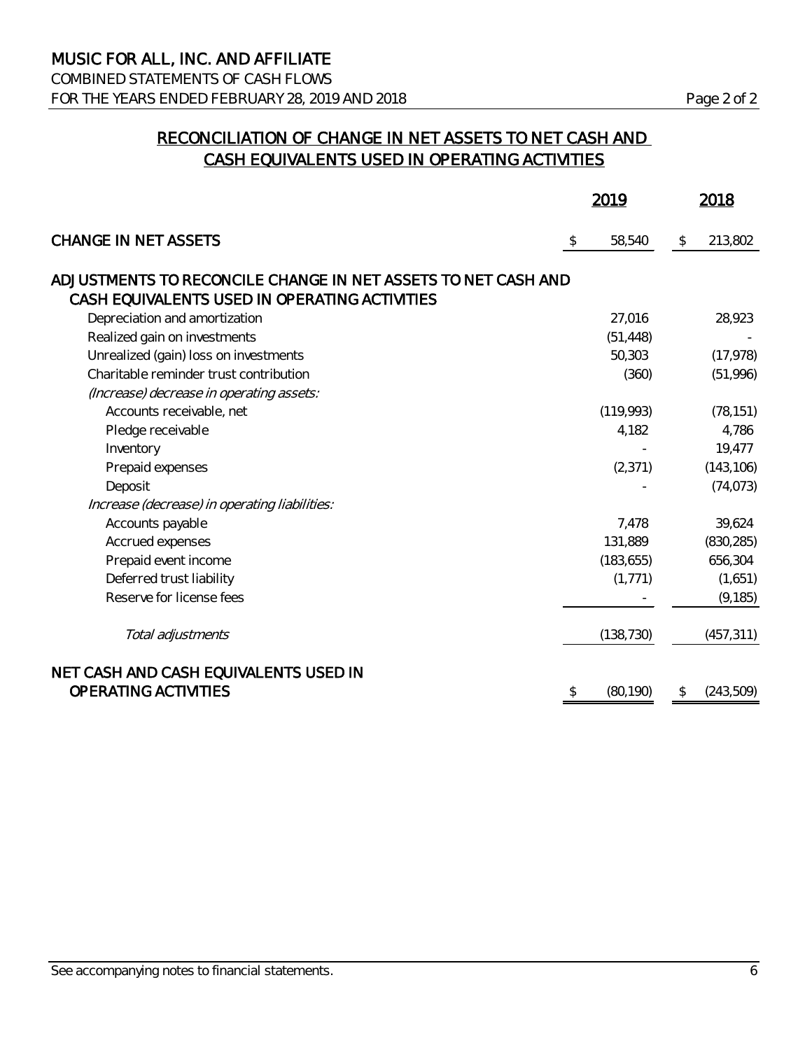# MUSIC FOR ALL, INC. AND AFFILIATE

COMBINED STATEMENTS OF CASH FLOWS

FOR THE YEARS ENDED FEBRUARY 28, 2019 AND 2018

## RECONCILIATION OF CHANGE IN NET ASSETS TO NET CASH AND CASH EQUIVALENTS USED IN OPERATING ACTIVITIES

| | 2019 | 2018 |
|---|---|---|
| **CHANGE IN NET ASSETS** | $ 58,540 | $ 213,802 |
| **ADJUSTMENTS TO RECONCILE CHANGE IN NET ASSETS TO NET CASH AND CASH EQUIVALENTS USED IN OPERATING ACTIVITIES** | | |
| Depreciation and amortization | 27,016 | 28,923 |
| Realized gain on investments | (51,448) | - |
| Unrealized (gain) loss on investments | 50,303 | (17,978) |
| Charitable reminder trust contribution | (360) | (51,996) |
| *(Increase) decrease in operating assets:* | | |
| Accounts receivable, net | (119,993) | (78,151) |
| Pledge receivable | 4,182 | 4,786 |
| Inventory | - | 19,477 |
| Prepaid expenses | (2,371) | (143,106) |
| Deposit | - | (74,073) |
| *Increase (decrease) in operating liabilities:* | | |
| Accounts payable | 7,478 | 39,624 |
| Accrued expenses | 131,889 | (830,285) |
| Prepaid event income | (183,655) | 656,304 |
| Deferred trust liability | (1,771) | (1,651) |
| Reserve for license fees | - | (9,185) |
| *Total adjustments* | (138,730) | (457,311) |
| **NET CASH AND CASH EQUIVALENTS USED IN OPERATING ACTIVITIES** | $ (80,190) | $ (243,509) |

See accompanying notes to financial statements.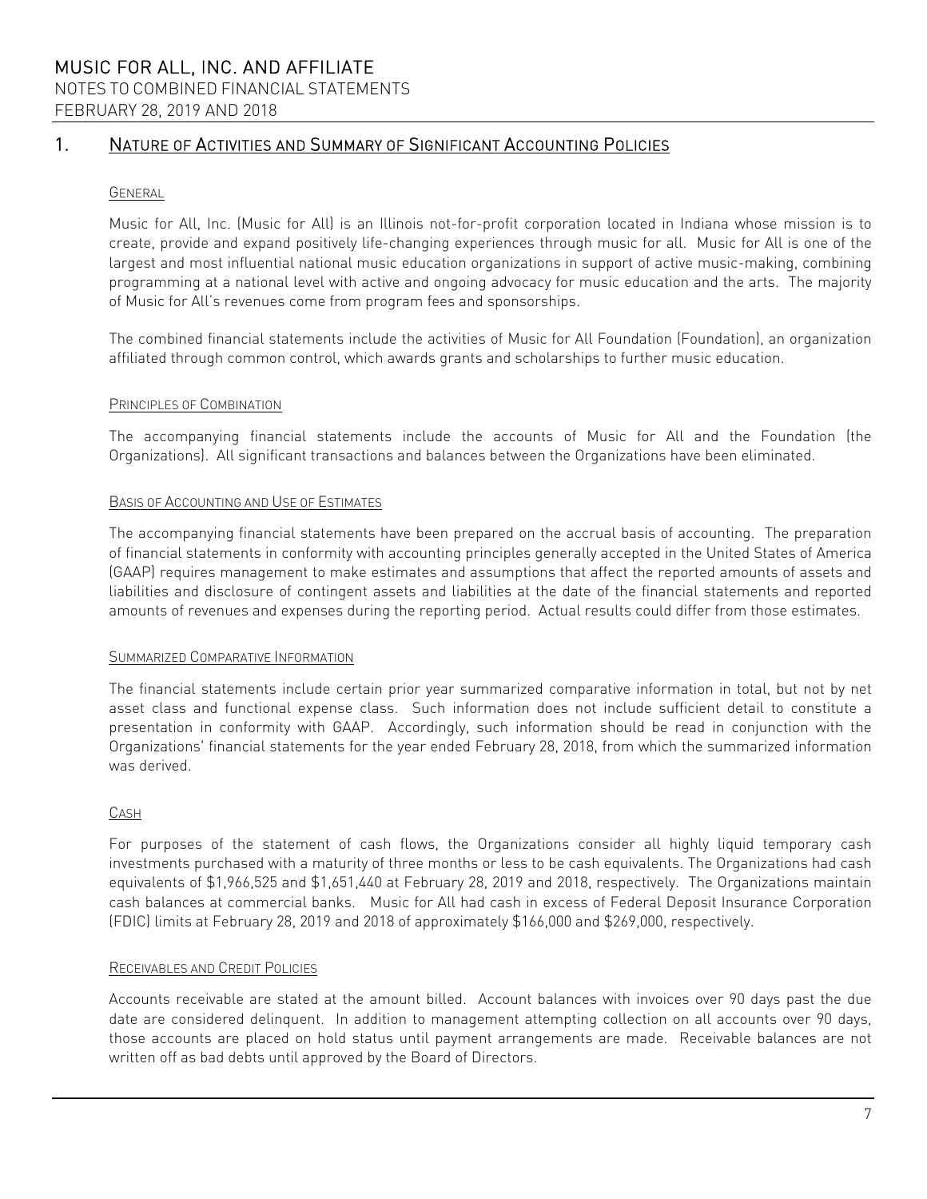# MUSIC FOR ALL, INC. AND AFFILIATE

NOTES TO COMBINED FINANCIAL STATEMENTS

FEBRUARY 28, 2019 AND 2018

## 1. NATURE OF ACTIVITIES AND SUMMARY OF SIGNIFICANT ACCOUNTING POLICIES

### GENERAL

Music for All, Inc. (Music for All) is an Illinois not-for-profit corporation located in Indiana whose mission is to create, provide and expand positively life-changing experiences through music for all. Music for All is one of the largest and most influential national music education organizations in support of active music-making, combining programming at a national level with active and ongoing advocacy for music education and the arts. The majority of Music for All's revenues come from program fees and sponsorships.

The combined financial statements include the activities of Music for All Foundation (Foundation), an organization affiliated through common control, which awards grants and scholarships to further music education.

### PRINCIPLES OF COMBINATION

The accompanying financial statements include the accounts of Music for All and the Foundation (the Organizations). All significant transactions and balances between the Organizations have been eliminated.

### BASIS OF ACCOUNTING AND USE OF ESTIMATES

The accompanying financial statements have been prepared on the accrual basis of accounting. The preparation of financial statements in conformity with accounting principles generally accepted in the United States of America (GAAP) requires management to make estimates and assumptions that affect the reported amounts of assets and liabilities and disclosure of contingent assets and liabilities at the date of the financial statements and reported amounts of revenues and expenses during the reporting period. Actual results could differ from those estimates.

### SUMMARIZED COMPARATIVE INFORMATION

The financial statements include certain prior year summarized comparative information in total, but not by net asset class and functional expense class. Such information does not include sufficient detail to constitute a presentation in conformity with GAAP. Accordingly, such information should be read in conjunction with the Organizations' financial statements for the year ended February 28, 2018, from which the summarized information was derived.

### CASH

For purposes of the statement of cash flows, the Organizations consider all highly liquid temporary cash investments purchased with a maturity of three months or less to be cash equivalents. The Organizations had cash equivalents of $1,966,525 and $1,651,440 at February 28, 2019 and 2018, respectively. The Organizations maintain cash balances at commercial banks. Music for All had cash in excess of Federal Deposit Insurance Corporation (FDIC) limits at February 28, 2019 and 2018 of approximately $166,000 and $269,000, respectively.

### RECEIVABLES AND CREDIT POLICIES

Accounts receivable are stated at the amount billed. Account balances with invoices over 90 days past the due date are considered delinquent. In addition to management attempting collection on all accounts over 90 days, those accounts are placed on hold status until payment arrangements are made. Receivable balances are not written off as bad debts until approved by the Board of Directors.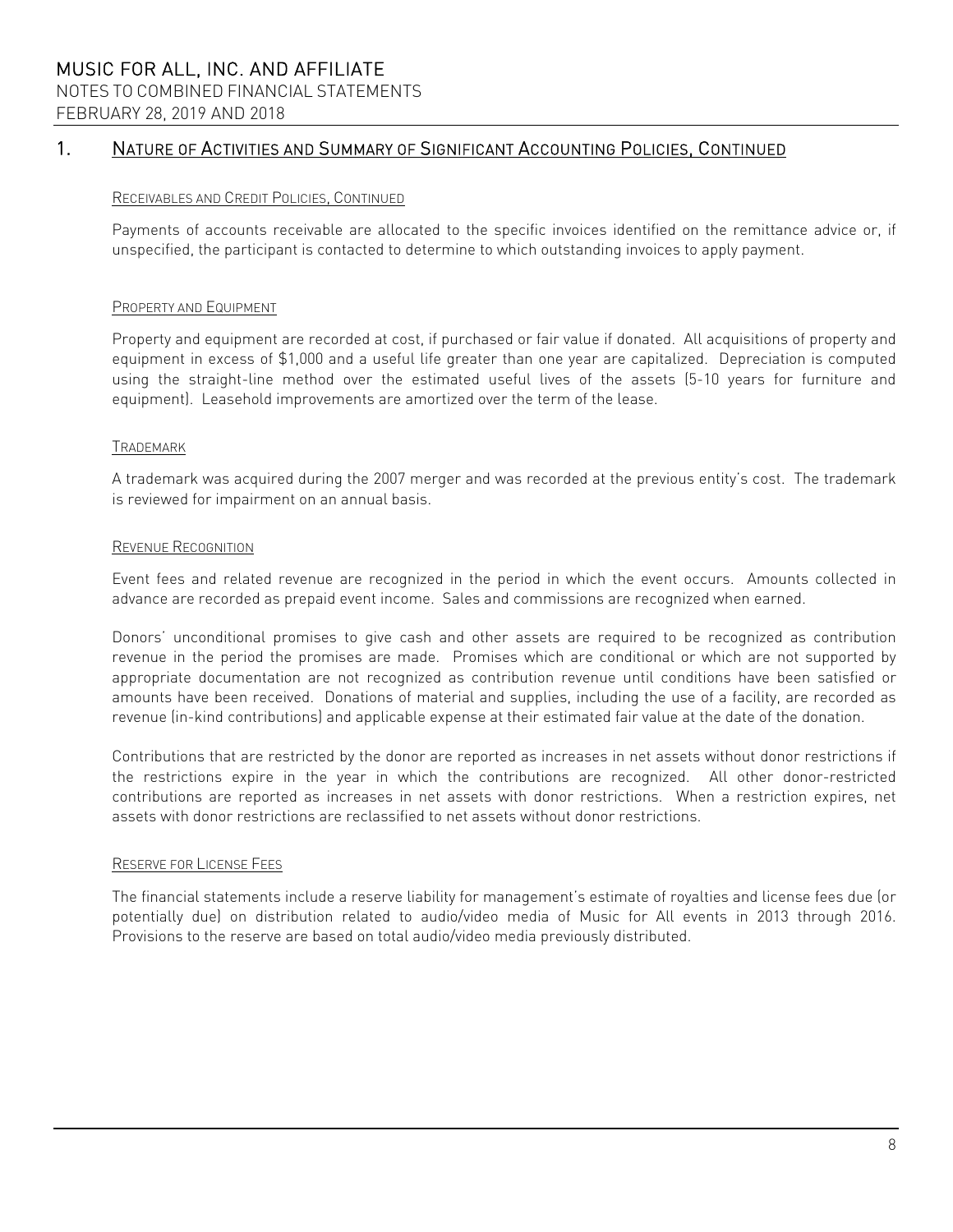## 1. Nature of Activities and Summary of Significant Accounting Policies, Continued

### Receivables and Credit Policies, Continued

Payments of accounts receivable are allocated to the specific invoices identified on the remittance advice or, if unspecified, the participant is contacted to determine to which outstanding invoices to apply payment.

### Property and Equipment

Property and equipment are recorded at cost, if purchased or fair value if donated. All acquisitions of property and equipment in excess of $1,000 and a useful life greater than one year are capitalized. Depreciation is computed using the straight-line method over the estimated useful lives of the assets (5-10 years for furniture and equipment). Leasehold improvements are amortized over the term of the lease.

### Trademark

A trademark was acquired during the 2007 merger and was recorded at the previous entity's cost. The trademark is reviewed for impairment on an annual basis.

### Revenue Recognition

Event fees and related revenue are recognized in the period in which the event occurs. Amounts collected in advance are recorded as prepaid event income. Sales and commissions are recognized when earned.

Donors' unconditional promises to give cash and other assets are required to be recognized as contribution revenue in the period the promises are made. Promises which are conditional or which are not supported by appropriate documentation are not recognized as contribution revenue until conditions have been satisfied or amounts have been received. Donations of material and supplies, including the use of a facility, are recorded as revenue (in-kind contributions) and applicable expense at their estimated fair value at the date of the donation.

Contributions that are restricted by the donor are reported as increases in net assets without donor restrictions if the restrictions expire in the year in which the contributions are recognized. All other donor-restricted contributions are reported as increases in net assets with donor restrictions. When a restriction expires, net assets with donor restrictions are reclassified to net assets without donor restrictions.

### Reserve for License Fees

The financial statements include a reserve liability for management's estimate of royalties and license fees due (or potentially due) on distribution related to audio/video media of Music for All events in 2013 through 2016. Provisions to the reserve are based on total audio/video media previously distributed.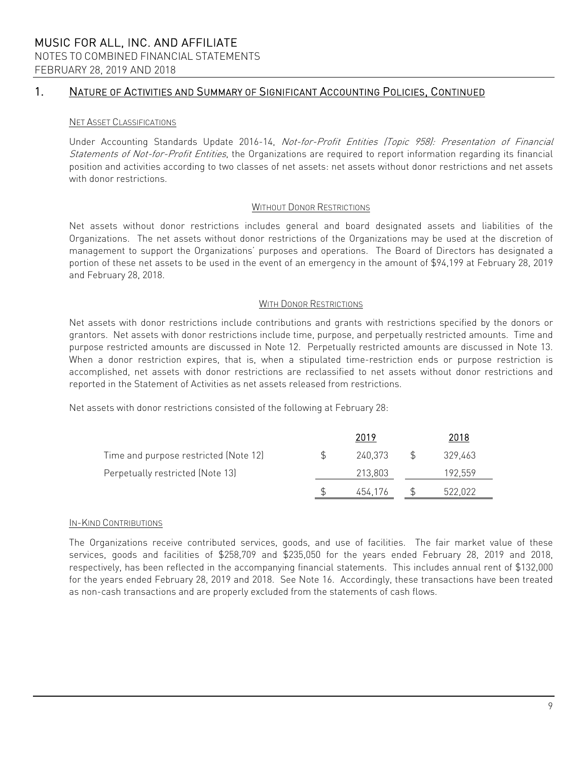## 1. NATURE OF ACTIVITIES AND SUMMARY OF SIGNIFICANT ACCOUNTING POLICIES, CONTINUED

### NET ASSET CLASSIFICATIONS

Under Accounting Standards Update 2016-14, *Not-for-Profit Entities (Topic 958): Presentation of Financial Statements of Not-for-Profit Entities*, the Organizations are required to report information regarding its financial position and activities according to two classes of net assets: net assets without donor restrictions and net assets with donor restrictions.

#### WITHOUT DONOR RESTRICTIONS

Net assets without donor restrictions includes general and board designated assets and liabilities of the Organizations. The net assets without donor restrictions of the Organizations may be used at the discretion of management to support the Organizations' purposes and operations. The Board of Directors has designated a portion of these net assets to be used in the event of an emergency in the amount of $94,199 at February 28, 2019 and February 28, 2018.

#### WITH DONOR RESTRICTIONS

Net assets with donor restrictions include contributions and grants with restrictions specified by the donors or grantors. Net assets with donor restrictions include time, purpose, and perpetually restricted amounts. Time and purpose restricted amounts are discussed in Note 12. Perpetually restricted amounts are discussed in Note 13. When a donor restriction expires, that is, when a stipulated time-restriction ends or purpose restriction is accomplished, net assets with donor restrictions are reclassified to net assets without donor restrictions and reported in the Statement of Activities as net assets released from restrictions.

Net assets with donor restrictions consisted of the following at February 28:

| | 2019 | 2018 |
|---|---|---|
| Time and purpose restricted (Note 12) | $ 240,373 | $ 329,463 |
| Perpetually restricted (Note 13) | 213,803 | 192,559 |
| | $ 454,176 | $ 522,022 |

### IN-KIND CONTRIBUTIONS

The Organizations receive contributed services, goods, and use of facilities. The fair market value of these services, goods and facilities of $258,709 and $235,050 for the years ended February 28, 2019 and 2018, respectively, has been reflected in the accompanying financial statements. This includes annual rent of $132,000 for the years ended February 28, 2019 and 2018. See Note 16. Accordingly, these transactions have been treated as non-cash transactions and are properly excluded from the statements of cash flows.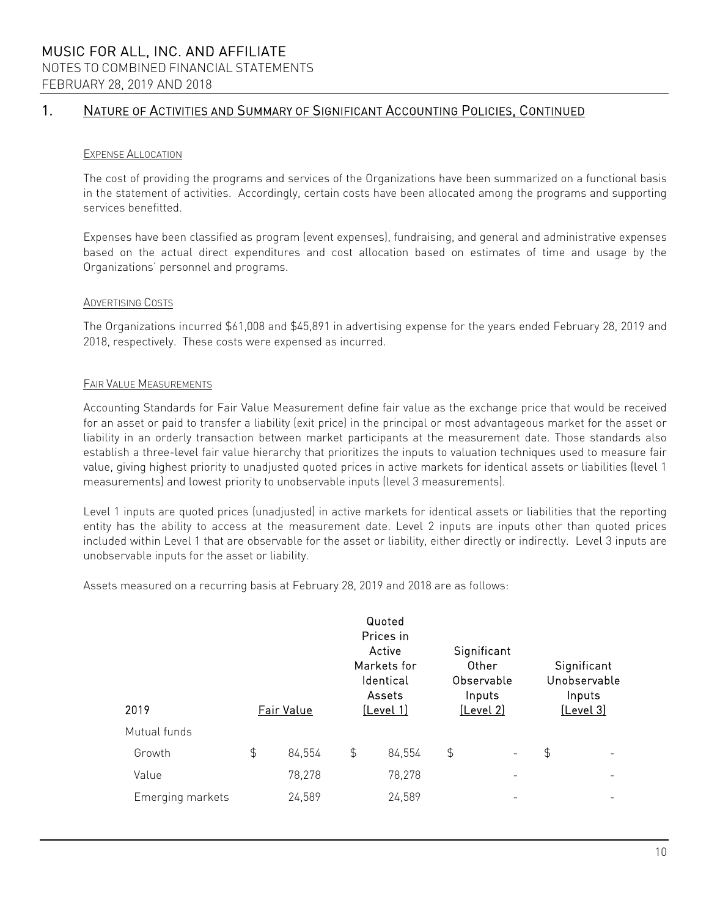MUSIC FOR ALL, INC. AND AFFILIATE
NOTES TO COMBINED FINANCIAL STATEMENTS
FEBRUARY 28, 2019 AND 2018

## 1. NATURE OF ACTIVITIES AND SUMMARY OF SIGNIFICANT ACCOUNTING POLICIES, CONTINUED

### EXPENSE ALLOCATION

The cost of providing the programs and services of the Organizations have been summarized on a functional basis in the statement of activities. Accordingly, certain costs have been allocated among the programs and supporting services benefitted.

Expenses have been classified as program (event expenses), fundraising, and general and administrative expenses based on the actual direct expenditures and cost allocation based on estimates of time and usage by the Organizations' personnel and programs.

### ADVERTISING COSTS

The Organizations incurred $61,008 and $45,891 in advertising expense for the years ended February 28, 2019 and 2018, respectively. These costs were expensed as incurred.

### FAIR VALUE MEASUREMENTS

Accounting Standards for Fair Value Measurement define fair value as the exchange price that would be received for an asset or paid to transfer a liability (exit price) in the principal or most advantageous market for the asset or liability in an orderly transaction between market participants at the measurement date. Those standards also establish a three-level fair value hierarchy that prioritizes the inputs to valuation techniques used to measure fair value, giving highest priority to unadjusted quoted prices in active markets for identical assets or liabilities (level 1 measurements) and lowest priority to unobservable inputs (level 3 measurements).

Level 1 inputs are quoted prices (unadjusted) in active markets for identical assets or liabilities that the reporting entity has the ability to access at the measurement date. Level 2 inputs are inputs other than quoted prices included within Level 1 that are observable for the asset or liability, either directly or indirectly. Level 3 inputs are unobservable inputs for the asset or liability.

Assets measured on a recurring basis at February 28, 2019 and 2018 are as follows:

| 2019 | Fair Value | Quoted Prices in Active Markets for Identical Assets (Level 1) | Significant Other Observable Inputs (Level 2) | Significant Unobservable Inputs (Level 3) |
|---|---|---|---|---|
| Mutual funds | | | | |
| Growth | $ 84,554 | $ 84,554 | $ - | $ - |
| Value | 78,278 | 78,278 | - | - |
| Emerging markets | 24,589 | 24,589 | - | - |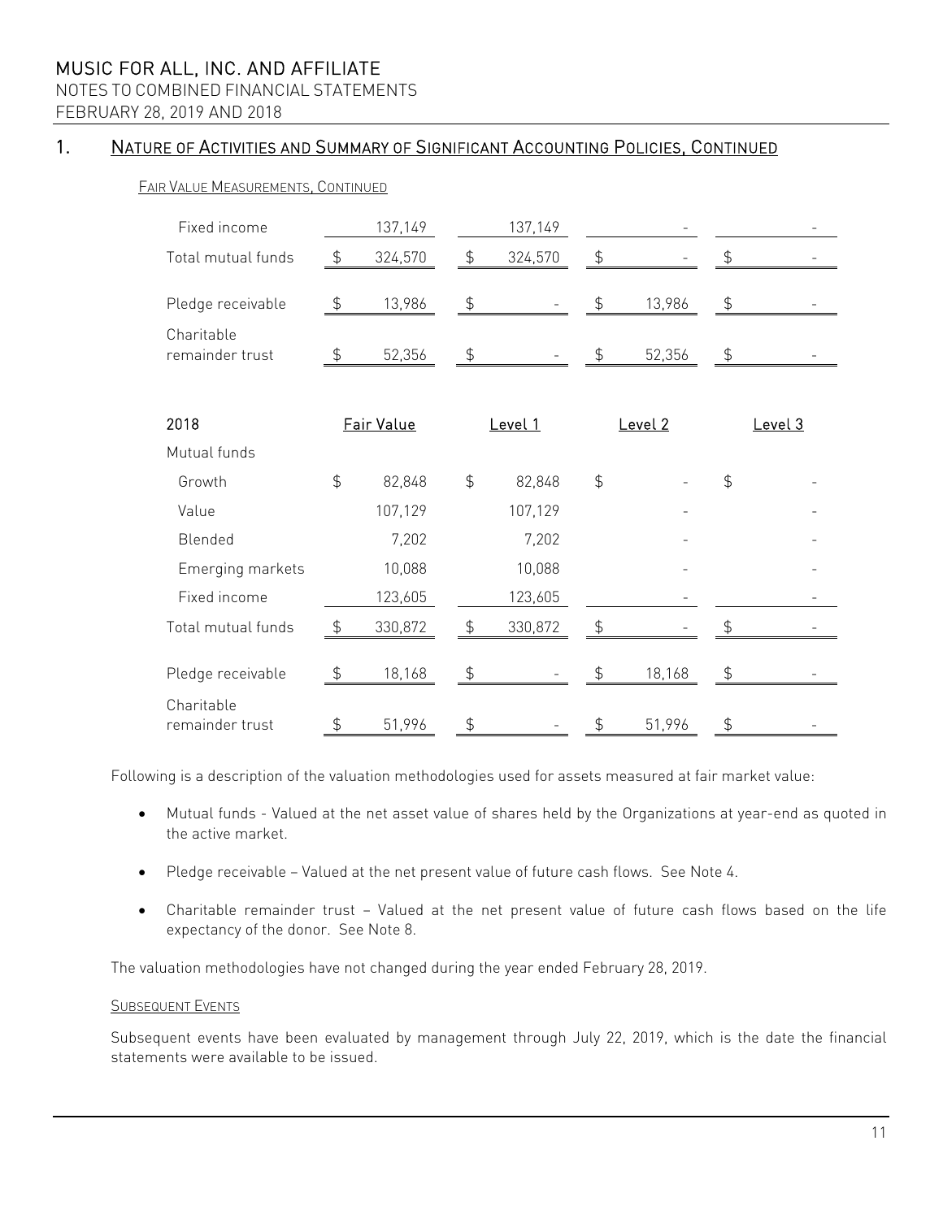## 1. Nature of Activities and Summary of Significant Accounting Policies, Continued

### Fair Value Measurements, Continued

| | Fair Value | Level 1 | Level 2 | Level 3 |
|---|---|---|---|---|
| Fixed income | 137,149 | 137,149 | - | - |
| Total mutual funds | $ 324,570 | $ 324,570 | $ - | $ - |
| Pledge receivable | $ 13,986 | $ - | $ 13,986 | $ - |
| Charitable remainder trust | $ 52,356 | $ - | $ 52,356 | $ - |

| 2018 | Fair Value | Level 1 | Level 2 | Level 3 |
|---|---|---|---|---|
| Mutual funds | | | | |
| Growth | $ 82,848 | $ 82,848 | $ - | $ - |
| Value | 107,129 | 107,129 | - | - |
| Blended | 7,202 | 7,202 | - | - |
| Emerging markets | 10,088 | 10,088 | - | - |
| Fixed income | 123,605 | 123,605 | - | - |
| Total mutual funds | $ 330,872 | $ 330,872 | $ - | $ - |
| Pledge receivable | $ 18,168 | $ - | $ 18,168 | $ - |
| Charitable remainder trust | $ 51,996 | $ - | $ 51,996 | $ - |

Following is a description of the valuation methodologies used for assets measured at fair market value:

- Mutual funds - Valued at the net asset value of shares held by the Organizations at year-end as quoted in the active market.
- Pledge receivable – Valued at the net present value of future cash flows. See Note 4.
- Charitable remainder trust – Valued at the net present value of future cash flows based on the life expectancy of the donor. See Note 8.

The valuation methodologies have not changed during the year ended February 28, 2019.

### Subsequent Events

Subsequent events have been evaluated by management through July 22, 2019, which is the date the financial statements were available to be issued.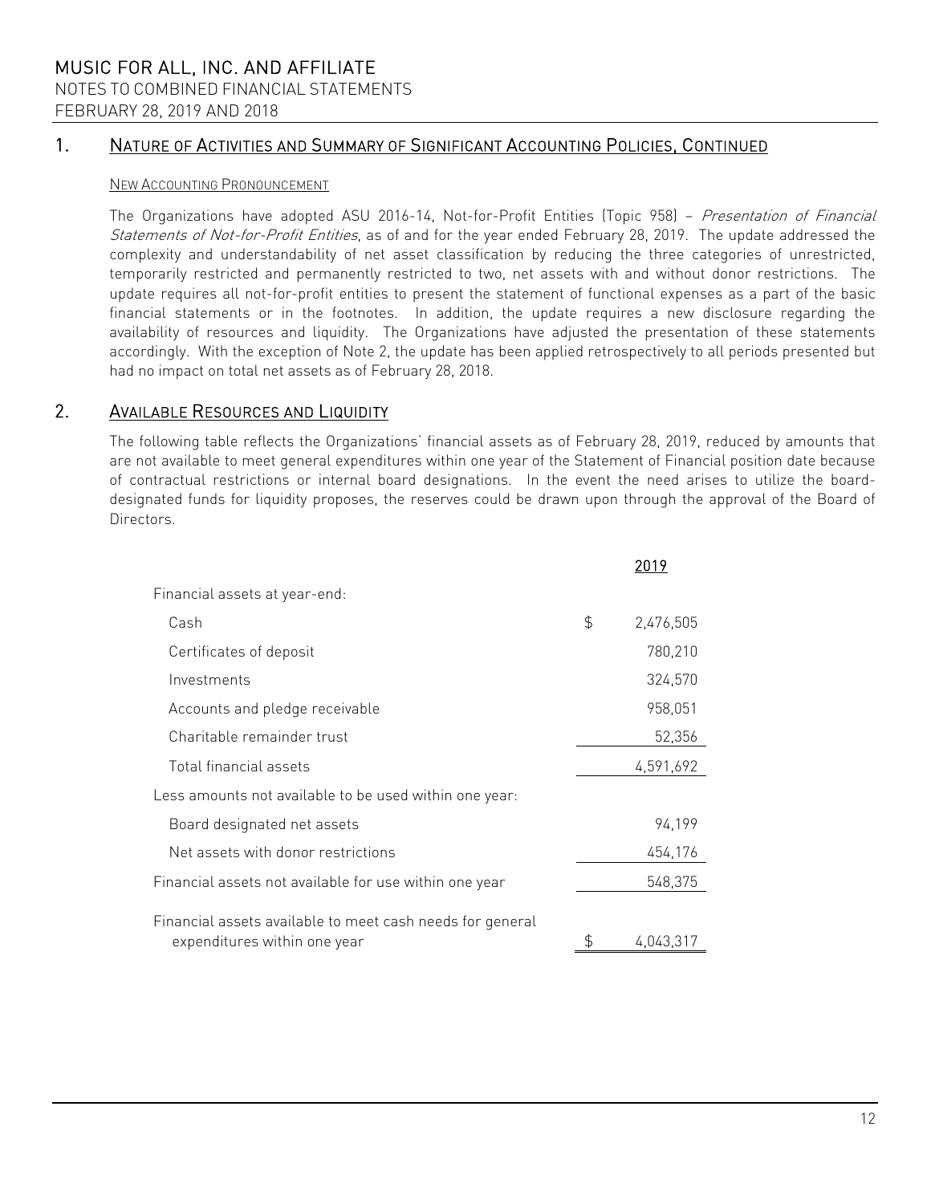## 1. Nature of Activities and Summary of Significant Accounting Policies, Continued

### New Accounting Pronouncement

The Organizations have adopted ASU 2016-14, Not-for-Profit Entities (Topic 958) – *Presentation of Financial Statements of Not-for-Profit Entities*, as of and for the year ended February 28, 2019. The update addressed the complexity and understandability of net asset classification by reducing the three categories of unrestricted, temporarily restricted and permanently restricted to two, net assets with and without donor restrictions. The update requires all not-for-profit entities to present the statement of functional expenses as a part of the basic financial statements or in the footnotes. In addition, the update requires a new disclosure regarding the availability of resources and liquidity. The Organizations have adjusted the presentation of these statements accordingly. With the exception of Note 2, the update has been applied retrospectively to all periods presented but had no impact on total net assets as of February 28, 2018.

## 2. Available Resources and Liquidity

The following table reflects the Organizations' financial assets as of February 28, 2019, reduced by amounts that are not available to meet general expenditures within one year of the Statement of Financial position date because of contractual restrictions or internal board designations. In the event the need arises to utilize the board-designated funds for liquidity proposes, the reserves could be drawn upon through the approval of the Board of Directors.

| | 2019 |
|---|---|
| Financial assets at year-end: | |
| Cash | $ 2,476,505 |
| Certificates of deposit | 780,210 |
| Investments | 324,570 |
| Accounts and pledge receivable | 958,051 |
| Charitable remainder trust | 52,356 |
| Total financial assets | 4,591,692 |
| Less amounts not available to be used within one year: | |
| Board designated net assets | 94,199 |
| Net assets with donor restrictions | 454,176 |
| Financial assets not available for use within one year | 548,375 |
| Financial assets available to meet cash needs for general expenditures within one year | $ 4,043,317 |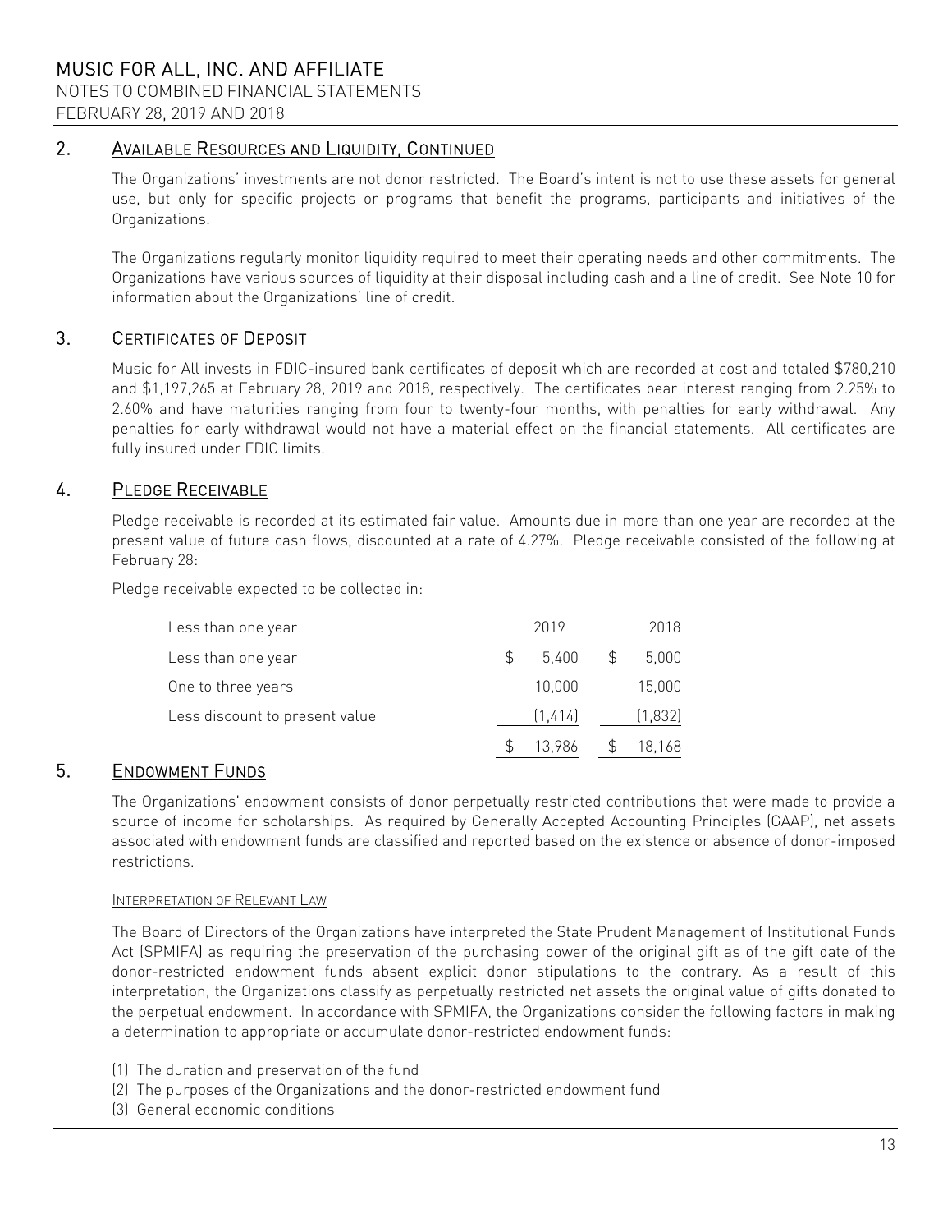## 2. Available Resources and Liquidity, Continued

The Organizations' investments are not donor restricted. The Board's intent is not to use these assets for general use, but only for specific projects or programs that benefit the programs, participants and initiatives of the Organizations.

The Organizations regularly monitor liquidity required to meet their operating needs and other commitments. The Organizations have various sources of liquidity at their disposal including cash and a line of credit. See Note 10 for information about the Organizations' line of credit.

## 3. Certificates of Deposit

Music for All invests in FDIC-insured bank certificates of deposit which are recorded at cost and totaled $780,210 and $1,197,265 at February 28, 2019 and 2018, respectively. The certificates bear interest ranging from 2.25% to 2.60% and have maturities ranging from four to twenty-four months, with penalties for early withdrawal. Any penalties for early withdrawal would not have a material effect on the financial statements. All certificates are fully insured under FDIC limits.

## 4. Pledge Receivable

Pledge receivable is recorded at its estimated fair value. Amounts due in more than one year are recorded at the present value of future cash flows, discounted at a rate of 4.27%. Pledge receivable consisted of the following at February 28:

Pledge receivable expected to be collected in:

| Less than one year | 2019 | 2018 |
|---|---|---|
| Less than one year | $ 5,400 | $ 5,000 |
| One to three years | 10,000 | 15,000 |
| Less discount to present value | (1,414) | (1,832) |
| | $ 13,986 | $ 18,168 |

## 5. Endowment Funds

The Organizations' endowment consists of donor perpetually restricted contributions that were made to provide a source of income for scholarships. As required by Generally Accepted Accounting Principles (GAAP), net assets associated with endowment funds are classified and reported based on the existence or absence of donor-imposed restrictions.

### Interpretation of Relevant Law

The Board of Directors of the Organizations have interpreted the State Prudent Management of Institutional Funds Act (SPMIFA) as requiring the preservation of the purchasing power of the original gift as of the gift date of the donor-restricted endowment funds absent explicit donor stipulations to the contrary. As a result of this interpretation, the Organizations classify as perpetually restricted net assets the original value of gifts donated to the perpetual endowment. In accordance with SPMIFA, the Organizations consider the following factors in making a determination to appropriate or accumulate donor-restricted endowment funds:

(1) The duration and preservation of the fund
(2) The purposes of the Organizations and the donor-restricted endowment fund
(3) General economic conditions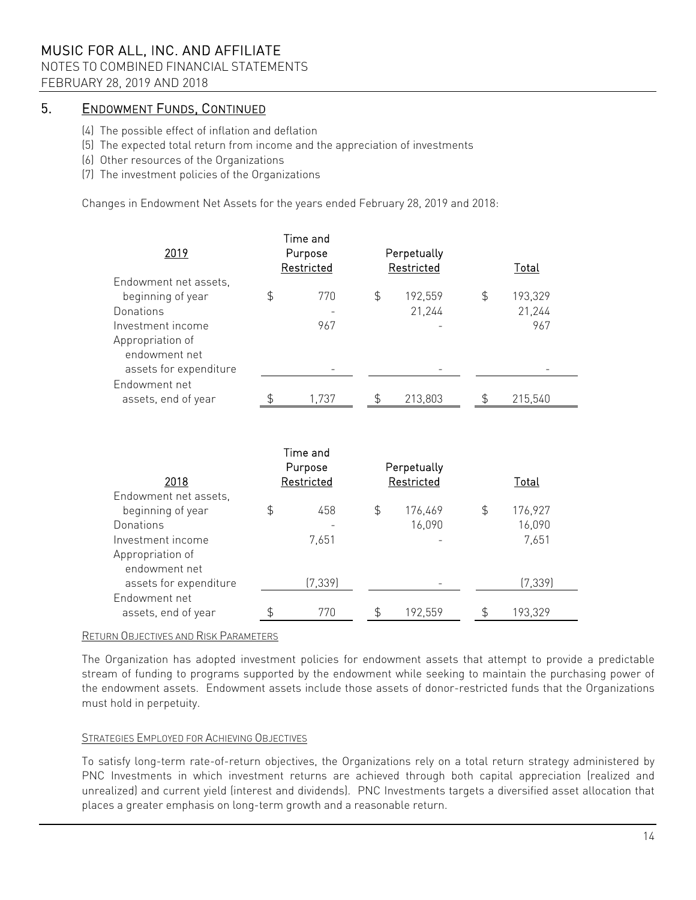## 5. Endowment Funds, Continued

(4) The possible effect of inflation and deflation
(5) The expected total return from income and the appreciation of investments
(6) Other resources of the Organizations
(7) The investment policies of the Organizations

Changes in Endowment Net Assets for the years ended February 28, 2019 and 2018:

| 2019 | Time and Purpose Restricted | Perpetually Restricted | Total |
|---|---|---|---|
| Endowment net assets, beginning of year | $ 770 | $ 192,559 | $ 193,329 |
| Donations | - | 21,244 | 21,244 |
| Investment income | 967 | - | 967 |
| Appropriation of endowment net assets for expenditure | - | - | - |
| Endowment net assets, end of year | $ 1,737 | $ 213,803 | $ 215,540 |

| 2018 | Time and Purpose Restricted | Perpetually Restricted | Total |
|---|---|---|---|
| Endowment net assets, beginning of year | $ 458 | $ 176,469 | $ 176,927 |
| Donations | - | 16,090 | 16,090 |
| Investment income | 7,651 | - | 7,651 |
| Appropriation of endowment net assets for expenditure | (7,339) | - | (7,339) |
| Endowment net assets, end of year | $ 770 | $ 192,559 | $ 193,329 |

### Return Objectives and Risk Parameters

The Organization has adopted investment policies for endowment assets that attempt to provide a predictable stream of funding to programs supported by the endowment while seeking to maintain the purchasing power of the endowment assets. Endowment assets include those assets of donor-restricted funds that the Organizations must hold in perpetuity.

### Strategies Employed for Achieving Objectives

To satisfy long-term rate-of-return objectives, the Organizations rely on a total return strategy administered by PNC Investments in which investment returns are achieved through both capital appreciation (realized and unrealized) and current yield (interest and dividends). PNC Investments targets a diversified asset allocation that places a greater emphasis on long-term growth and a reasonable return.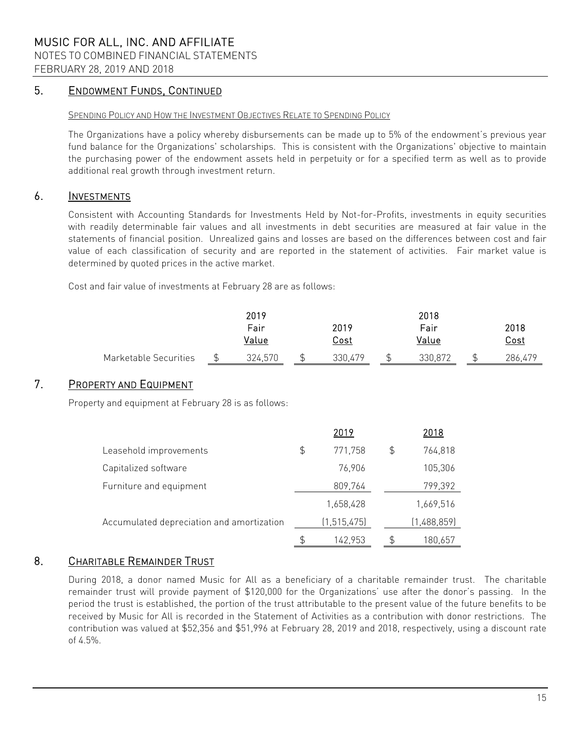## 5. Endowment Funds, Continued

Spending Policy and How the Investment Objectives Relate to Spending Policy

The Organizations have a policy whereby disbursements can be made up to 5% of the endowment's previous year fund balance for the Organizations' scholarships. This is consistent with the Organizations' objective to maintain the purchasing power of the endowment assets held in perpetuity or for a specified term as well as to provide additional real growth through investment return.

## 6. Investments

Consistent with Accounting Standards for Investments Held by Not-for-Profits, investments in equity securities with readily determinable fair values and all investments in debt securities are measured at fair value in the statements of financial position. Unrealized gains and losses are based on the differences between cost and fair value of each classification of security and are reported in the statement of activities. Fair market value is determined by quoted prices in the active market.

Cost and fair value of investments at February 28 are as follows:

| | 2019 Fair Value | 2019 Cost | 2018 Fair Value | 2018 Cost |
|---|---|---|---|---|
| Marketable Securities | $ 324,570 | $ 330,479 | $ 330,872 | $ 286,479 |

## 7. Property and Equipment

Property and equipment at February 28 is as follows:

| | 2019 | 2018 |
|---|---|---|
| Leasehold improvements | $ 771,758 | $ 764,818 |
| Capitalized software | 76,906 | 105,306 |
| Furniture and equipment | 809,764 | 799,392 |
| | 1,658,428 | 1,669,516 |
| Accumulated depreciation and amortization | (1,515,475) | (1,488,859) |
| | $ 142,953 | $ 180,657 |

## 8. Charitable Remainder Trust

During 2018, a donor named Music for All as a beneficiary of a charitable remainder trust. The charitable remainder trust will provide payment of $120,000 for the Organizations' use after the donor's passing. In the period the trust is established, the portion of the trust attributable to the present value of the future benefits to be received by Music for All is recorded in the Statement of Activities as a contribution with donor restrictions. The contribution was valued at $52,356 and $51,996 at February 28, 2019 and 2018, respectively, using a discount rate of 4.5%.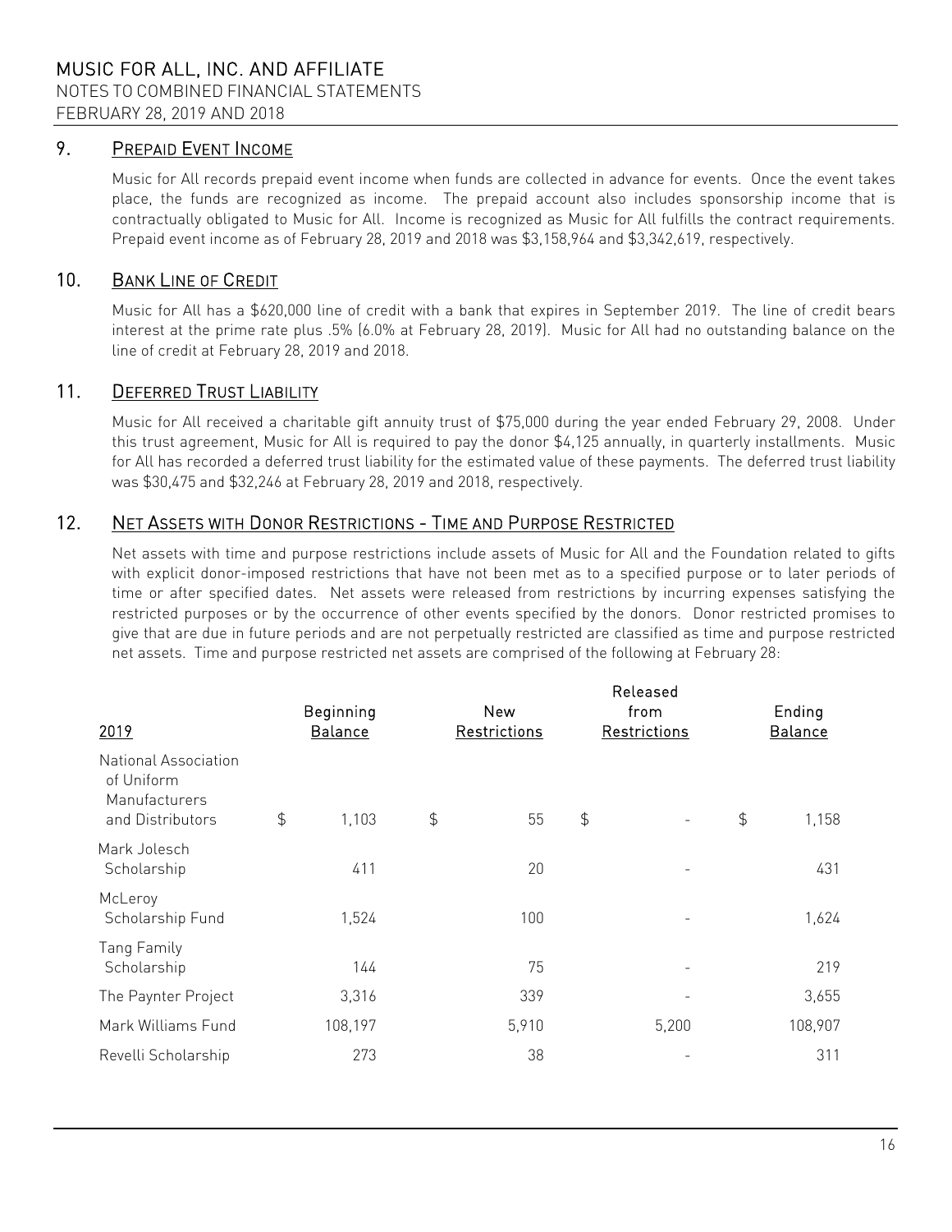## 9. PREPAID EVENT INCOME

Music for All records prepaid event income when funds are collected in advance for events. Once the event takes place, the funds are recognized as income. The prepaid account also includes sponsorship income that is contractually obligated to Music for All. Income is recognized as Music for All fulfills the contract requirements. Prepaid event income as of February 28, 2019 and 2018 was $3,158,964 and $3,342,619, respectively.

## 10. BANK LINE OF CREDIT

Music for All has a $620,000 line of credit with a bank that expires in September 2019. The line of credit bears interest at the prime rate plus .5% (6.0% at February 28, 2019). Music for All had no outstanding balance on the line of credit at February 28, 2019 and 2018.

## 11. DEFERRED TRUST LIABILITY

Music for All received a charitable gift annuity trust of $75,000 during the year ended February 29, 2008. Under this trust agreement, Music for All is required to pay the donor $4,125 annually, in quarterly installments. Music for All has recorded a deferred trust liability for the estimated value of these payments. The deferred trust liability was $30,475 and $32,246 at February 28, 2019 and 2018, respectively.

## 12. NET ASSETS WITH DONOR RESTRICTIONS - TIME AND PURPOSE RESTRICTED

Net assets with time and purpose restrictions include assets of Music for All and the Foundation related to gifts with explicit donor-imposed restrictions that have not been met as to a specified purpose or to later periods of time or after specified dates. Net assets were released from restrictions by incurring expenses satisfying the restricted purposes or by the occurrence of other events specified by the donors. Donor restricted promises to give that are due in future periods and are not perpetually restricted are classified as time and purpose restricted net assets. Time and purpose restricted net assets are comprised of the following at February 28:

| 2019 | Beginning Balance | New Restrictions | Released from Restrictions | Ending Balance |
|---|---|---|---|---|
| National Association of Uniform Manufacturers and Distributors | $ 1,103 | $ 55 | $ - | $ 1,158 |
| Mark Jolesch Scholarship | 411 | 20 | - | 431 |
| McLeroy Scholarship Fund | 1,524 | 100 | - | 1,624 |
| Tang Family Scholarship | 144 | 75 | - | 219 |
| The Paynter Project | 3,316 | 339 | - | 3,655 |
| Mark Williams Fund | 108,197 | 5,910 | 5,200 | 108,907 |
| Revelli Scholarship | 273 | 38 | - | 311 |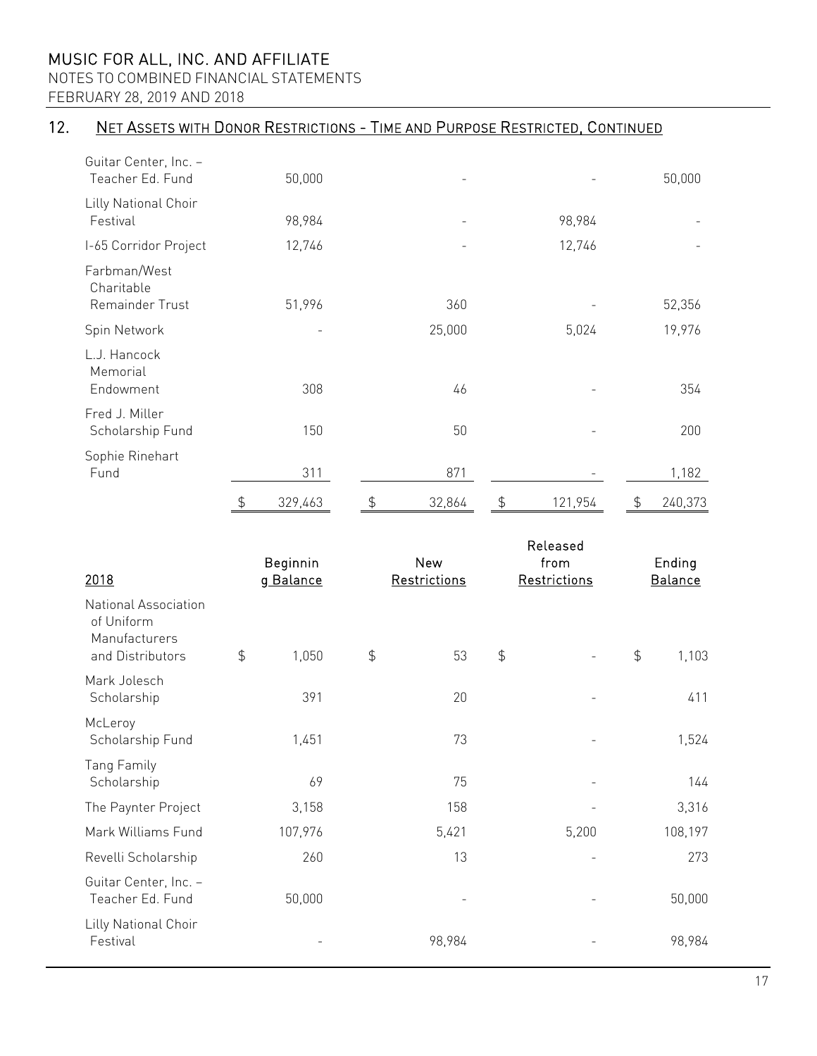## 12. Net Assets with Donor Restrictions - Time and Purpose Restricted, Continued

| | | | | |
|---|---|---|---|---|
| Guitar Center, Inc. – Teacher Ed. Fund | 50,000 | - | - | 50,000 |
| Lilly National Choir Festival | 98,984 | - | 98,984 | - |
| I-65 Corridor Project | 12,746 | - | 12,746 | - |
| Farbman/West Charitable Remainder Trust | 51,996 | 360 | - | 52,356 |
| Spin Network | - | 25,000 | 5,024 | 19,976 |
| L.J. Hancock Memorial Endowment | 308 | 46 | - | 354 |
| Fred J. Miller Scholarship Fund | 150 | 50 | - | 200 |
| Sophie Rinehart Fund | 311 | 871 | - | 1,182 |
| | $ 329,463 | $ 32,864 | $ 121,954 | $ 240,373 |

| 2018 | Beginning Balance | New Restrictions | Released from Restrictions | Ending Balance |
|---|---|---|---|---|
| National Association of Uniform Manufacturers and Distributors | $ 1,050 | $ 53 | $ - | $ 1,103 |
| Mark Jolesch Scholarship | 391 | 20 | - | 411 |
| McLeroy Scholarship Fund | 1,451 | 73 | - | 1,524 |
| Tang Family Scholarship | 69 | 75 | - | 144 |
| The Paynter Project | 3,158 | 158 | - | 3,316 |
| Mark Williams Fund | 107,976 | 5,421 | 5,200 | 108,197 |
| Revelli Scholarship | 260 | 13 | - | 273 |
| Guitar Center, Inc. – Teacher Ed. Fund | 50,000 | - | - | 50,000 |
| Lilly National Choir Festival | - | 98,984 | - | 98,984 |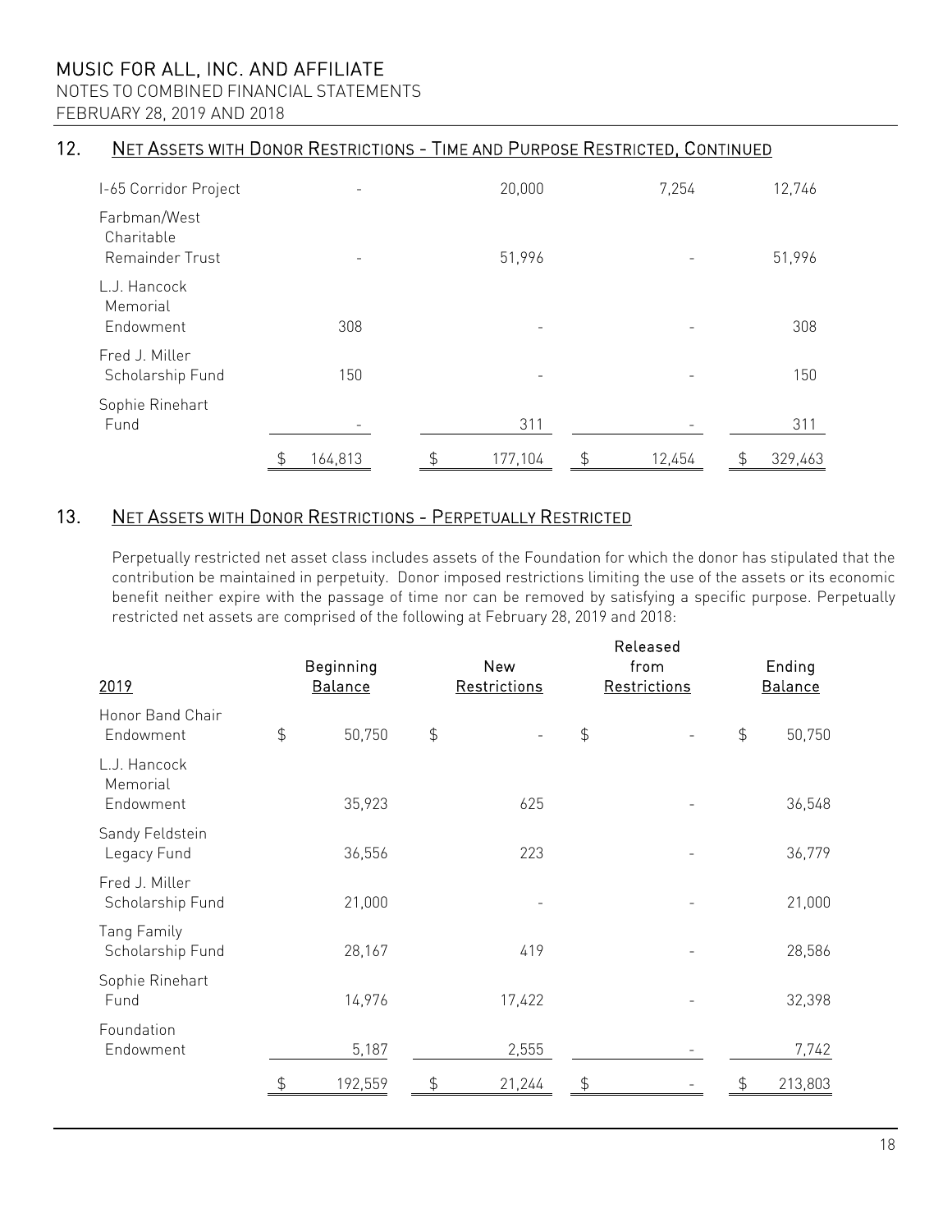## 12. Net Assets with Donor Restrictions - Time and Purpose Restricted, Continued

| | | | | |
|---|---|---|---|---|
| I-65 Corridor Project | - | 20,000 | 7,254 | 12,746 |
| Farbman/West Charitable Remainder Trust | - | 51,996 | - | 51,996 |
| L.J. Hancock Memorial Endowment | 308 | - | - | 308 |
| Fred J. Miller Scholarship Fund | 150 | - | - | 150 |
| Sophie Rinehart Fund | - | 311 | - | 311 |
| | $ 164,813 | $ 177,104 | $ 12,454 | $ 329,463 |

## 13. Net Assets with Donor Restrictions - Perpetually Restricted

Perpetually restricted net asset class includes assets of the Foundation for which the donor has stipulated that the contribution be maintained in perpetuity. Donor imposed restrictions limiting the use of the assets or its economic benefit neither expire with the passage of time nor can be removed by satisfying a specific purpose. Perpetually restricted net assets are comprised of the following at February 28, 2019 and 2018:

| 2019 | Beginning Balance | New Restrictions | Released from Restrictions | Ending Balance |
|---|---|---|---|---|
| Honor Band Chair Endowment | $ 50,750 | $ - | $ - | $ 50,750 |
| L.J. Hancock Memorial Endowment | 35,923 | 625 | - | 36,548 |
| Sandy Feldstein Legacy Fund | 36,556 | 223 | - | 36,779 |
| Fred J. Miller Scholarship Fund | 21,000 | - | - | 21,000 |
| Tang Family Scholarship Fund | 28,167 | 419 | - | 28,586 |
| Sophie Rinehart Fund | 14,976 | 17,422 | - | 32,398 |
| Foundation Endowment | 5,187 | 2,555 | - | 7,742 |
| | $ 192,559 | $ 21,244 | $ - | $ 213,803 |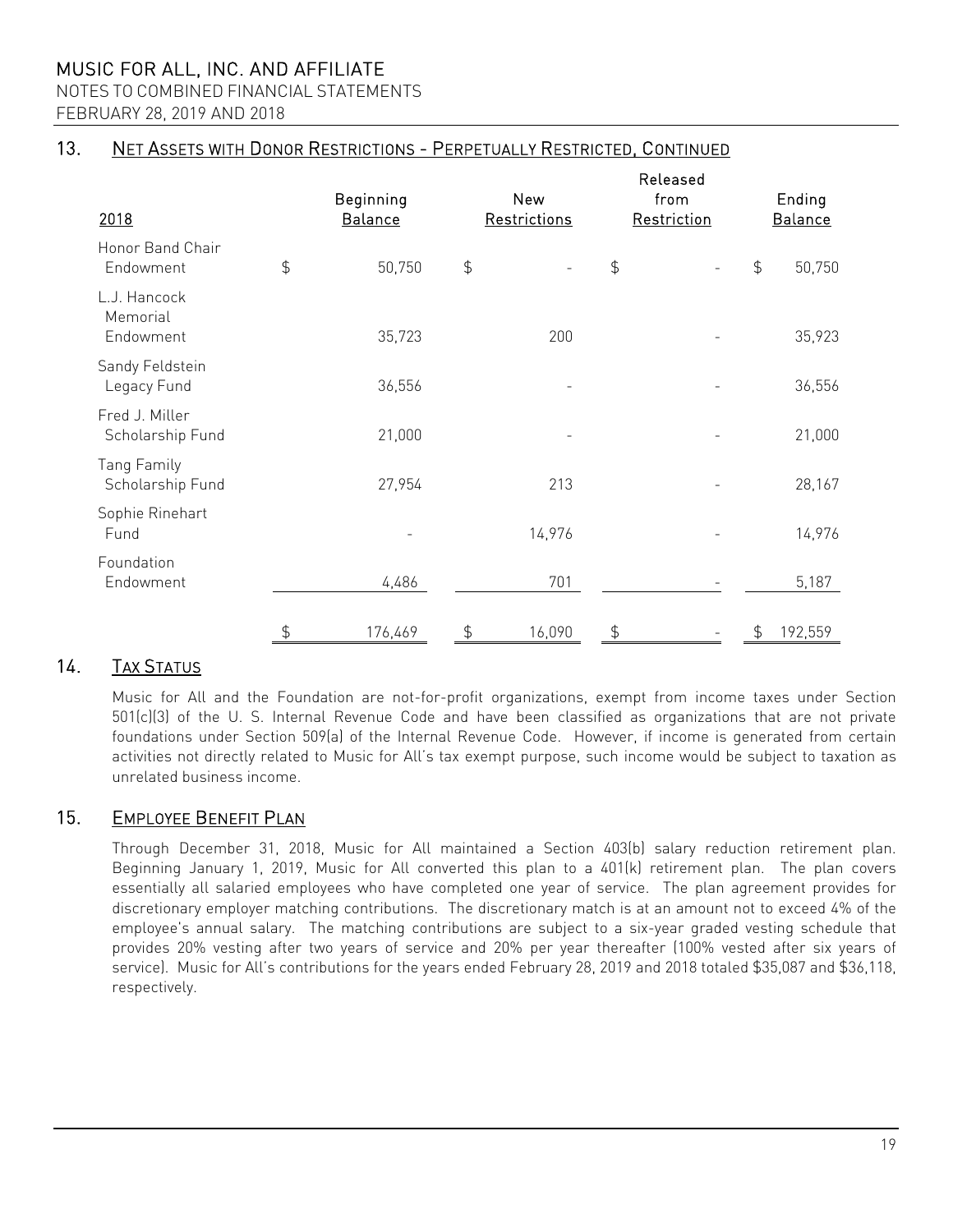## 13. NET ASSETS WITH DONOR RESTRICTIONS - PERPETUALLY RESTRICTED, CONTINUED

| 2018 | Beginning Balance | New Restrictions | Released from Restriction | Ending Balance |
|---|---|---|---|---|
| Honor Band Chair Endowment | $ 50,750 | $ - | $ - | $ 50,750 |
| L.J. Hancock Memorial Endowment | 35,723 | 200 | - | 35,923 |
| Sandy Feldstein Legacy Fund | 36,556 | - | - | 36,556 |
| Fred J. Miller Scholarship Fund | 21,000 | - | - | 21,000 |
| Tang Family Scholarship Fund | 27,954 | 213 | - | 28,167 |
| Sophie Rinehart Fund | - | 14,976 | - | 14,976 |
| Foundation Endowment | 4,486 | 701 | - | 5,187 |
| | $ 176,469 | $ 16,090 | $ - | $ 192,559 |

## 14. TAX STATUS

Music for All and the Foundation are not-for-profit organizations, exempt from income taxes under Section 501(c)(3) of the U. S. Internal Revenue Code and have been classified as organizations that are not private foundations under Section 509(a) of the Internal Revenue Code. However, if income is generated from certain activities not directly related to Music for All's tax exempt purpose, such income would be subject to taxation as unrelated business income.

## 15. EMPLOYEE BENEFIT PLAN

Through December 31, 2018, Music for All maintained a Section 403(b) salary reduction retirement plan. Beginning January 1, 2019, Music for All converted this plan to a 401(k) retirement plan. The plan covers essentially all salaried employees who have completed one year of service. The plan agreement provides for discretionary employer matching contributions. The discretionary match is at an amount not to exceed 4% of the employee's annual salary. The matching contributions are subject to a six-year graded vesting schedule that provides 20% vesting after two years of service and 20% per year thereafter (100% vested after six years of service). Music for All's contributions for the years ended February 28, 2019 and 2018 totaled $35,087 and $36,118, respectively.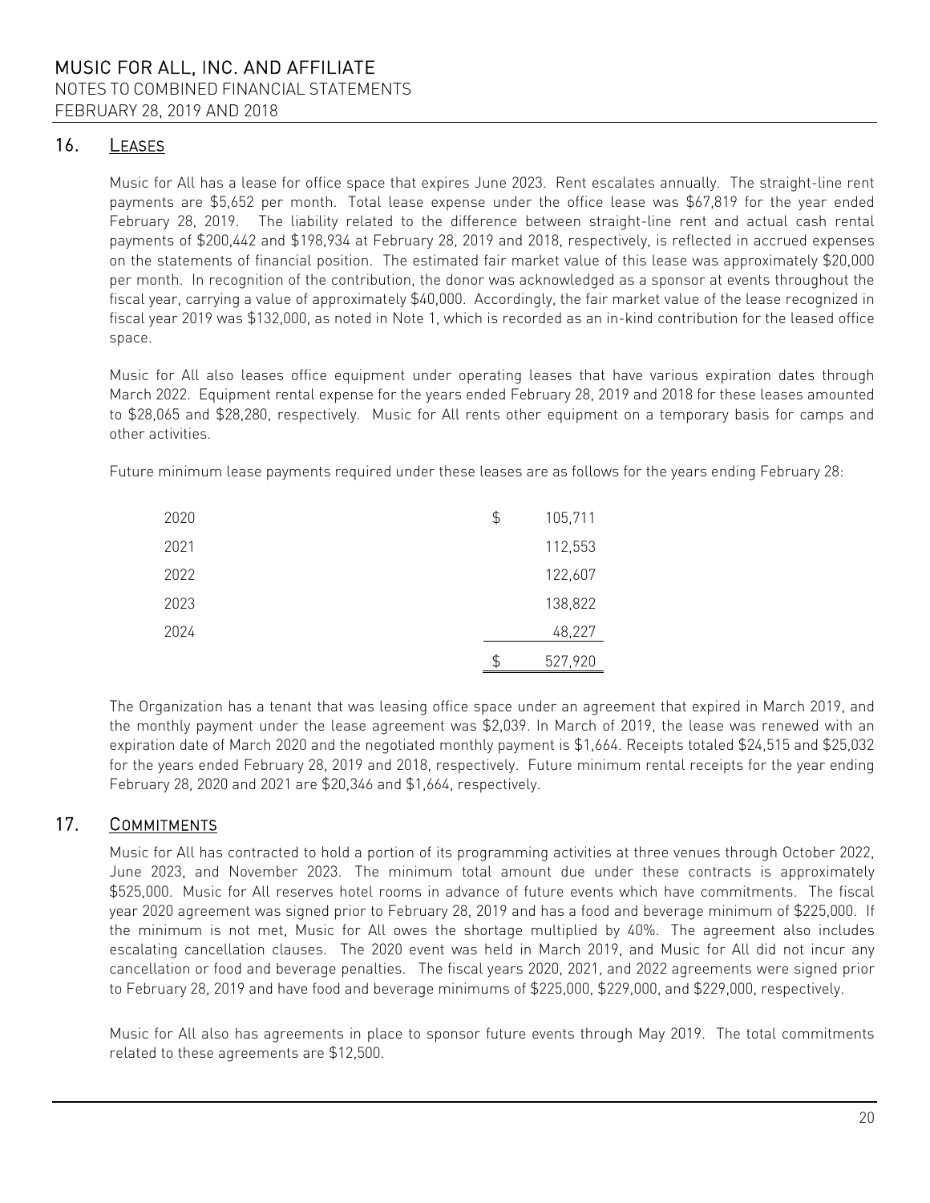## 16. Leases

Music for All has a lease for office space that expires June 2023. Rent escalates annually. The straight-line rent payments are $5,652 per month. Total lease expense under the office lease was $67,819 for the year ended February 28, 2019. The liability related to the difference between straight-line rent and actual cash rental payments of $200,442 and $198,934 at February 28, 2019 and 2018, respectively, is reflected in accrued expenses on the statements of financial position. The estimated fair market value of this lease was approximately $20,000 per month. In recognition of the contribution, the donor was acknowledged as a sponsor at events throughout the fiscal year, carrying a value of approximately $40,000. Accordingly, the fair market value of the lease recognized in fiscal year 2019 was $132,000, as noted in Note 1, which is recorded as an in-kind contribution for the leased office space.

Music for All also leases office equipment under operating leases that have various expiration dates through March 2022. Equipment rental expense for the years ended February 28, 2019 and 2018 for these leases amounted to $28,065 and $28,280, respectively. Music for All rents other equipment on a temporary basis for camps and other activities.

Future minimum lease payments required under these leases are as follows for the years ending February 28:

| | |
|---|---|
| 2020 | $ 105,711 |
| 2021 | 112,553 |
| 2022 | 122,607 |
| 2023 | 138,822 |
| 2024 | 48,227 |
| | $ 527,920 |

The Organization has a tenant that was leasing office space under an agreement that expired in March 2019, and the monthly payment under the lease agreement was $2,039. In March of 2019, the lease was renewed with an expiration date of March 2020 and the negotiated monthly payment is $1,664. Receipts totaled $24,515 and $25,032 for the years ended February 28, 2019 and 2018, respectively. Future minimum rental receipts for the year ending February 28, 2020 and 2021 are $20,346 and $1,664, respectively.

## 17. Commitments

Music for All has contracted to hold a portion of its programming activities at three venues through October 2022, June 2023, and November 2023. The minimum total amount due under these contracts is approximately $525,000. Music for All reserves hotel rooms in advance of future events which have commitments. The fiscal year 2020 agreement was signed prior to February 28, 2019 and has a food and beverage minimum of $225,000. If the minimum is not met, Music for All owes the shortage multiplied by 40%. The agreement also includes escalating cancellation clauses. The 2020 event was held in March 2019, and Music for All did not incur any cancellation or food and beverage penalties. The fiscal years 2020, 2021, and 2022 agreements were signed prior to February 28, 2019 and have food and beverage minimums of $225,000, $229,000, and $229,000, respectively.

Music for All also has agreements in place to sponsor future events through May 2019. The total commitments related to these agreements are $12,500.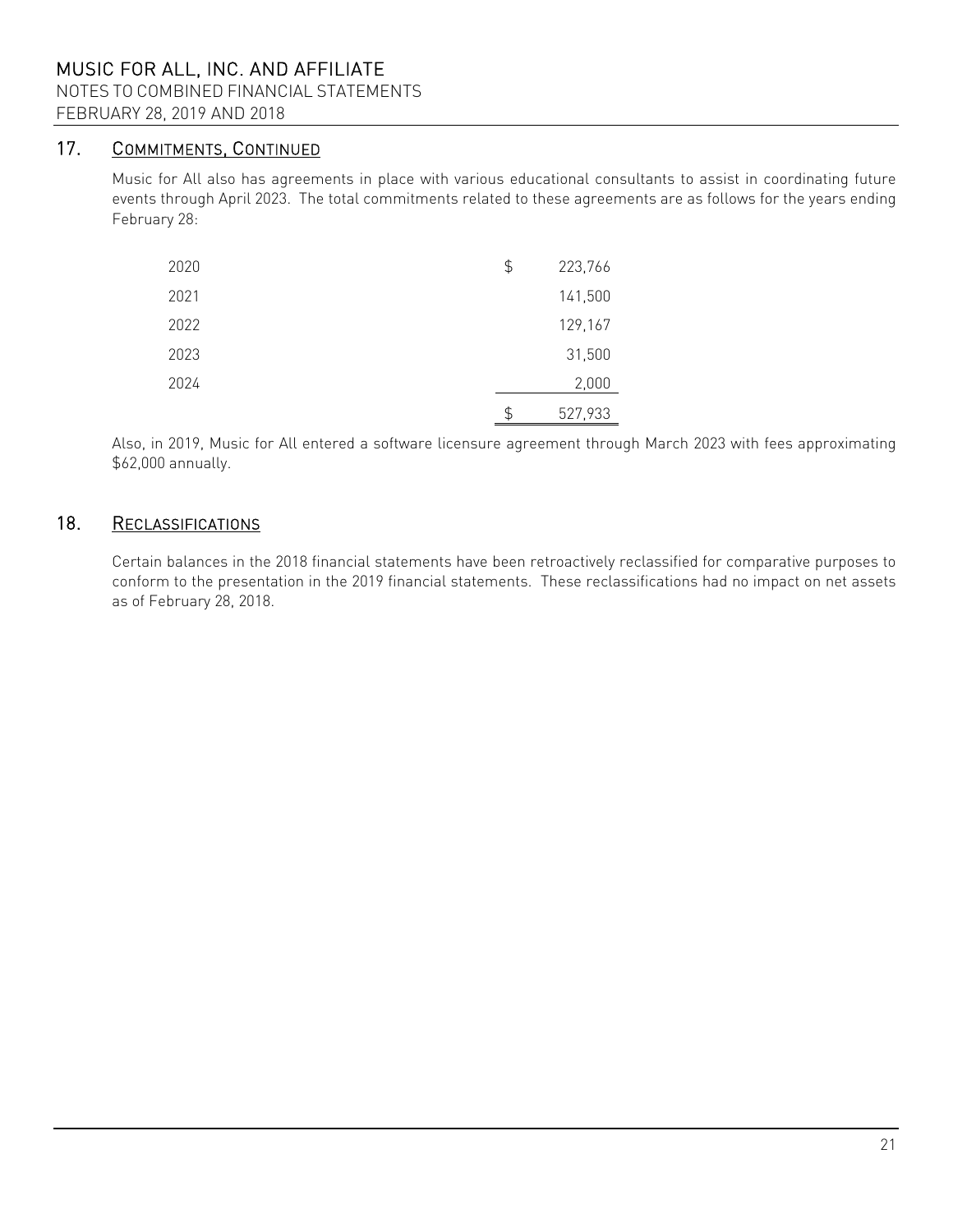## 17. Commitments, Continued

Music for All also has agreements in place with various educational consultants to assist in coordinating future events through April 2023. The total commitments related to these agreements are as follows for the years ending February 28:

| | |
|---|---|
| 2020 | $ 223,766 |
| 2021 | 141,500 |
| 2022 | 129,167 |
| 2023 | 31,500 |
| 2024 | 2,000 |
| | $ 527,933 |

Also, in 2019, Music for All entered a software licensure agreement through March 2023 with fees approximating $62,000 annually.

## 18. Reclassifications

Certain balances in the 2018 financial statements have been retroactively reclassified for comparative purposes to conform to the presentation in the 2019 financial statements. These reclassifications had no impact on net assets as of February 28, 2018.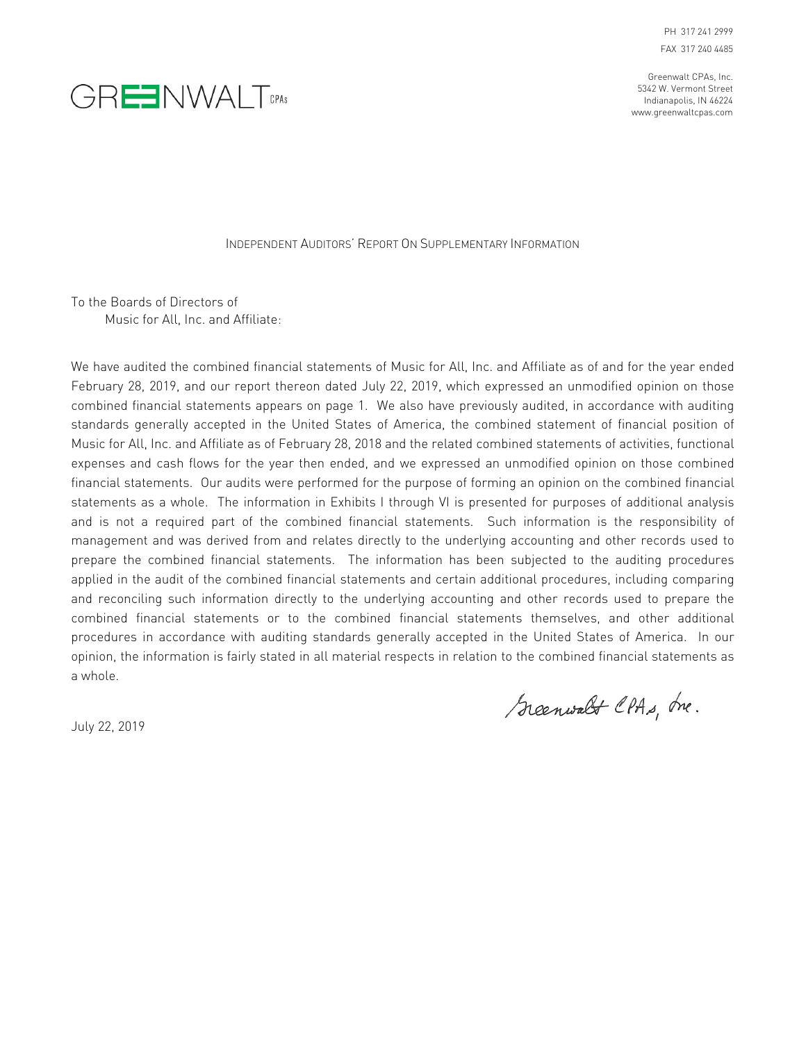PH 317 241 2999
FAX 317 240 4485

GREENWALT CPAs

Greenwalt CPAs, Inc.
5342 W. Vermont Street
Indianapolis, IN 46224
www.greenwaltcpas.com

## INDEPENDENT AUDITORS' REPORT ON SUPPLEMENTARY INFORMATION

To the Boards of Directors of
Music for All, Inc. and Affiliate:

We have audited the combined financial statements of Music for All, Inc. and Affiliate as of and for the year ended February 28, 2019, and our report thereon dated July 22, 2019, which expressed an unmodified opinion on those combined financial statements appears on page 1. We also have previously audited, in accordance with auditing standards generally accepted in the United States of America, the combined statement of financial position of Music for All, Inc. and Affiliate as of February 28, 2018 and the related combined statements of activities, functional expenses and cash flows for the year then ended, and we expressed an unmodified opinion on those combined financial statements. Our audits were performed for the purpose of forming an opinion on the combined financial statements as a whole. The information in Exhibits I through VI is presented for purposes of additional analysis and is not a required part of the combined financial statements. Such information is the responsibility of management and was derived from and relates directly to the underlying accounting and other records used to prepare the combined financial statements. The information has been subjected to the auditing procedures applied in the audit of the combined financial statements and certain additional procedures, including comparing and reconciling such information directly to the underlying accounting and other records used to prepare the combined financial statements or to the combined financial statements themselves, and other additional procedures in accordance with auditing standards generally accepted in the United States of America. In our opinion, the information is fairly stated in all material respects in relation to the combined financial statements as a whole.

Greenwalt CPAs, Inc.

July 22, 2019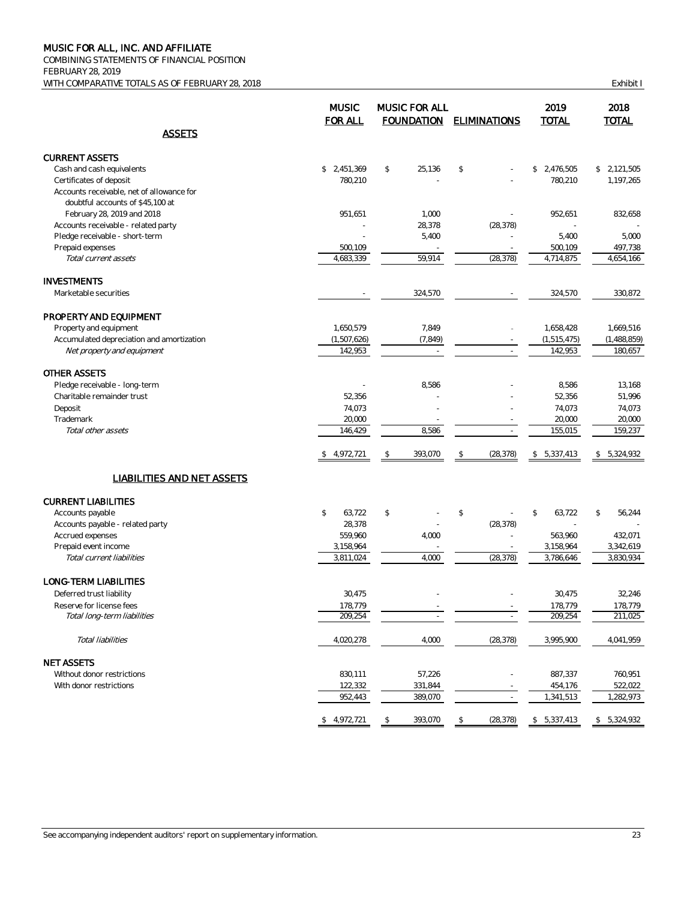# MUSIC FOR ALL, INC. AND AFFILIATE

COMBINING STATEMENTS OF FINANCIAL POSITION
FEBRUARY 28, 2019
WITH COMPARATIVE TOTALS AS OF FEBRUARY 28, 2018

Exhibit I

| | MUSIC FOR ALL | MUSIC FOR ALL FOUNDATION | ELIMINATIONS | 2019 TOTAL | 2018 TOTAL |
|---|---|---|---|---|---|
| **ASSETS** | | | | | |
| **CURRENT ASSETS** | | | | | |
| Cash and cash equivalents | $ 2,451,369 | $ 25,136 | $ - | $ 2,476,505 | $ 2,121,505 |
| Certificates of deposit | 780,210 | - | - | 780,210 | 1,197,265 |
| Accounts receivable, net of allowance for doubtful accounts of $45,100 at February 28, 2019 and 2018 | 951,651 | 1,000 | - | 952,651 | 832,658 |
| Accounts receivable - related party | - | 28,378 | (28,378) | - | - |
| Pledge receivable - short-term | - | 5,400 | - | 5,400 | 5,000 |
| Prepaid expenses | 500,109 | - | - | 500,109 | 497,738 |
| *Total current assets* | 4,683,339 | 59,914 | (28,378) | 4,714,875 | 4,654,166 |
| **INVESTMENTS** | | | | | |
| Marketable securities | - | 324,570 | - | 324,570 | 330,872 |
| **PROPERTY AND EQUIPMENT** | | | | | |
| Property and equipment | 1,650,579 | 7,849 | - | 1,658,428 | 1,669,516 |
| Accumulated depreciation and amortization | (1,507,626) | (7,849) | - | (1,515,475) | (1,488,859) |
| *Net property and equipment* | 142,953 | - | - | 142,953 | 180,657 |
| **OTHER ASSETS** | | | | | |
| Pledge receivable - long-term | - | 8,586 | - | 8,586 | 13,168 |
| Charitable remainder trust | 52,356 | - | - | 52,356 | 51,996 |
| Deposit | 74,073 | - | - | 74,073 | 74,073 |
| Trademark | 20,000 | - | - | 20,000 | 20,000 |
| *Total other assets* | 146,429 | 8,586 | - | 155,015 | 159,237 |
| | $ 4,972,721 | $ 393,070 | $ (28,378) | $ 5,337,413 | $ 5,324,932 |
| **LIABILITIES AND NET ASSETS** | | | | | |
| **CURRENT LIABILITIES** | | | | | |
| Accounts payable | $ 63,722 | $ - | $ - | $ 63,722 | $ 56,244 |
| Accounts payable - related party | 28,378 | - | (28,378) | - | - |
| Accrued expenses | 559,960 | 4,000 | - | 563,960 | 432,071 |
| Prepaid event income | 3,158,964 | - | - | 3,158,964 | 3,342,619 |
| *Total current liabilities* | 3,811,024 | 4,000 | (28,378) | 3,786,646 | 3,830,934 |
| **LONG-TERM LIABILITIES** | | | | | |
| Deferred trust liability | 30,475 | - | - | 30,475 | 32,246 |
| Reserve for license fees | 178,779 | - | - | 178,779 | 178,779 |
| *Total long-term liabilities* | 209,254 | - | - | 209,254 | 211,025 |
| *Total liabilities* | 4,020,278 | 4,000 | (28,378) | 3,995,900 | 4,041,959 |
| **NET ASSETS** | | | | | |
| Without donor restrictions | 830,111 | 57,226 | - | 887,337 | 760,951 |
| With donor restrictions | 122,332 | 331,844 | - | 454,176 | 522,022 |
| | 952,443 | 389,070 | - | 1,341,513 | 1,282,973 |
| | $ 4,972,721 | $ 393,070 | $ (28,378) | $ 5,337,413 | $ 5,324,932 |

See accompanying independent auditors' report on supplementary information.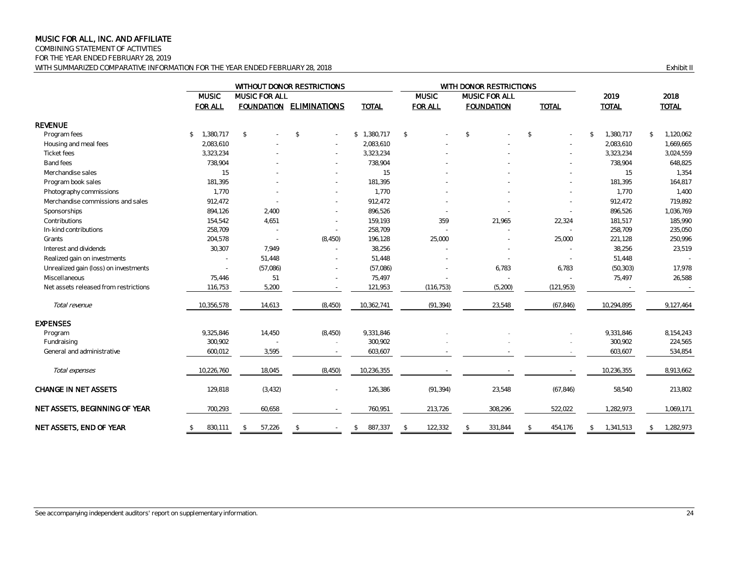# MUSIC FOR ALL, INC. AND AFFILIATE

COMBINING STATEMENT OF ACTIVITIES
FOR THE YEAR ENDED FEBRUARY 28, 2019
WITH SUMMARIZED COMPARATIVE INFORMATION FOR THE YEAR ENDED FEBRUARY 28, 2018

Exhibit II

| | WITHOUT DONOR RESTRICTIONS | | | | WITH DONOR RESTRICTIONS | | | | |
|---|---|---|---|---|---|---|---|---|---|
| | MUSIC FOR ALL | MUSIC FOR ALL FOUNDATION | ELIMINATIONS | TOTAL | MUSIC FOR ALL | MUSIC FOR ALL FOUNDATION | TOTAL | 2019 TOTAL | 2018 TOTAL |
| **REVENUE** | | | | | | | | | |
| Program fees | $ 1,380,717 | $ - | $ - | $ 1,380,717 | $ - | $ - | $ - | $ 1,380,717 | $ 1,120,062 |
| Housing and meal fees | 2,083,610 | - | - | 2,083,610 | - | - | - | 2,083,610 | 1,669,665 |
| Ticket fees | 3,323,234 | - | - | 3,323,234 | - | - | - | 3,323,234 | 3,024,559 |
| Band fees | 738,904 | - | - | 738,904 | - | - | - | 738,904 | 648,825 |
| Merchandise sales | 15 | - | - | 15 | - | - | - | 15 | 1,354 |
| Program book sales | 181,395 | - | - | 181,395 | - | - | - | 181,395 | 164,817 |
| Photography commissions | 1,770 | - | - | 1,770 | - | - | - | 1,770 | 1,400 |
| Merchandise commissions and sales | 912,472 | - | - | 912,472 | - | - | - | 912,472 | 719,892 |
| Sponsorships | 894,126 | 2,400 | - | 896,526 | - | - | - | 896,526 | 1,036,769 |
| Contributions | 154,542 | 4,651 | - | 159,193 | 359 | 21,965 | 22,324 | 181,517 | 185,990 |
| In-kind contributions | 258,709 | - | - | 258,709 | - | - | - | 258,709 | 235,050 |
| Grants | 204,578 | - | (8,450) | 196,128 | 25,000 | - | 25,000 | 221,128 | 250,996 |
| Interest and dividends | 30,307 | 7,949 | - | 38,256 | - | - | - | 38,256 | 23,519 |
| Realized gain on investments | - | 51,448 | - | 51,448 | - | - | - | 51,448 | - |
| Unrealized gain (loss) on investments | - | (57,086) | - | (57,086) | - | 6,783 | 6,783 | (50,303) | 17,978 |
| Miscellaneous | 75,446 | 51 | - | 75,497 | - | - | - | 75,497 | 26,588 |
| Net assets released from restrictions | 116,753 | 5,200 | - | 121,953 | (116,753) | (5,200) | (121,953) | - | - |
| *Total revenue* | 10,356,578 | 14,613 | (8,450) | 10,362,741 | (91,394) | 23,548 | (67,846) | 10,294,895 | 9,127,464 |
| **EXPENSES** | | | | | | | | | |
| Program | 9,325,846 | 14,450 | (8,450) | 9,331,846 | - | - | - | 9,331,846 | 8,154,243 |
| Fundraising | 300,902 | - | - | 300,902 | - | - | - | 300,902 | 224,565 |
| General and administrative | 600,012 | 3,595 | - | 603,607 | - | - | - | 603,607 | 534,854 |
| *Total expenses* | 10,226,760 | 18,045 | (8,450) | 10,236,355 | - | - | - | 10,236,355 | 8,913,662 |
| **CHANGE IN NET ASSETS** | 129,818 | (3,432) | - | 126,386 | (91,394) | 23,548 | (67,846) | 58,540 | 213,802 |
| **NET ASSETS, BEGINNING OF YEAR** | 700,293 | 60,658 | - | 760,951 | 213,726 | 308,296 | 522,022 | 1,282,973 | 1,069,171 |
| **NET ASSETS, END OF YEAR** | $ 830,111 | $ 57,226 | $ - | $ 887,337 | $ 122,332 | $ 331,844 | $ 454,176 | $ 1,341,513 | $ 1,282,973 |

See accompanying independent auditors' report on supplementary information.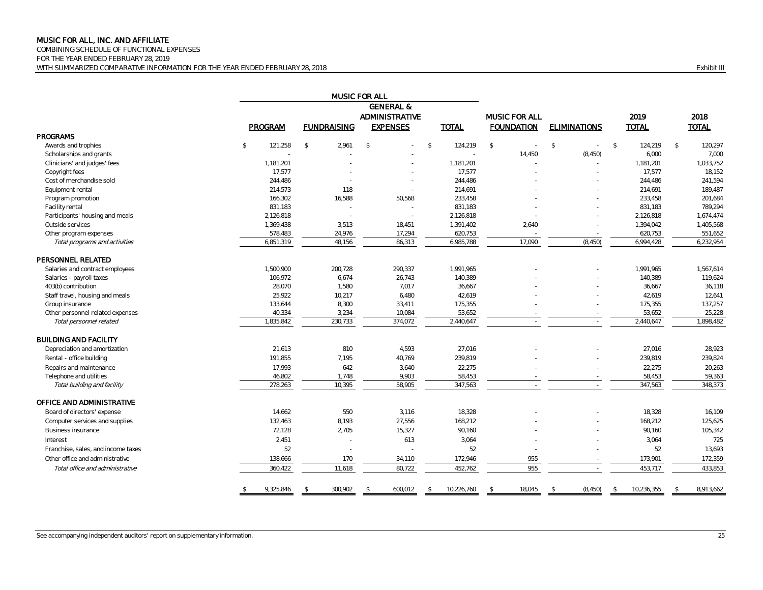# MUSIC FOR ALL, INC. AND AFFILIATE

COMBINING SCHEDULE OF FUNCTIONAL EXPENSES
FOR THE YEAR ENDED FEBRUARY 28, 2019
WITH SUMMARIZED COMPARATIVE INFORMATION FOR THE YEAR ENDED FEBRUARY 28, 2018

Exhibit III

| | MUSIC FOR ALL | | | | | | | |
|---|---|---|---|---|---|---|---|---|
| | PROGRAM | FUNDRAISING | GENERAL & ADMINISTRATIVE EXPENSES | TOTAL | MUSIC FOR ALL FOUNDATION | ELIMINATIONS | 2019 TOTAL | 2018 TOTAL |
| **PROGRAMS** | | | | | | | | |
| Awards and trophies | $ 121,258 | $ 2,961 | $ - | $ 124,219 | $ - | $ - | $ 124,219 | $ 120,297 |
| Scholarships and grants | - | - | - | - | 14,450 | (8,450) | 6,000 | 7,000 |
| Clinicians' and judges' fees | 1,181,201 | - | - | 1,181,201 | - | - | 1,181,201 | 1,033,752 |
| Copyright fees | 17,577 | - | - | 17,577 | - | - | 17,577 | 18,152 |
| Cost of merchandise sold | 244,486 | - | - | 244,486 | - | - | 244,486 | 241,594 |
| Equipment rental | 214,573 | 118 | - | 214,691 | - | - | 214,691 | 189,487 |
| Program promotion | 166,302 | 16,588 | 50,568 | 233,458 | - | - | 233,458 | 201,684 |
| Facility rental | 831,183 | - | - | 831,183 | - | - | 831,183 | 789,294 |
| Participants' housing and meals | 2,126,818 | - | - | 2,126,818 | - | - | 2,126,818 | 1,674,474 |
| Outside services | 1,369,438 | 3,513 | 18,451 | 1,391,402 | 2,640 | - | 1,394,042 | 1,405,568 |
| Other program expenses | 578,483 | 24,976 | 17,294 | 620,753 | - | - | 620,753 | 551,652 |
| *Total programs and activities* | 6,851,319 | 48,156 | 86,313 | 6,985,788 | 17,090 | (8,450) | 6,994,428 | 6,232,954 |
| **PERSONNEL RELATED** | | | | | | | | |
| Salaries and contract employees | 1,500,900 | 200,728 | 290,337 | 1,991,965 | - | - | 1,991,965 | 1,567,614 |
| Salaries - payroll taxes | 106,972 | 6,674 | 26,743 | 140,389 | - | - | 140,389 | 119,624 |
| 403(b) contribution | 28,070 | 1,580 | 7,017 | 36,667 | - | - | 36,667 | 36,118 |
| Staff travel, housing and meals | 25,922 | 10,217 | 6,480 | 42,619 | - | - | 42,619 | 12,641 |
| Group insurance | 133,644 | 8,300 | 33,411 | 175,355 | - | - | 175,355 | 137,257 |
| Other personnel related expenses | 40,334 | 3,234 | 10,084 | 53,652 | - | - | 53,652 | 25,228 |
| *Total personnel related* | 1,835,842 | 230,733 | 374,072 | 2,440,647 | - | - | 2,440,647 | 1,898,482 |
| **BUILDING AND FACILITY** | | | | | | | | |
| Depreciation and amortization | 21,613 | 810 | 4,593 | 27,016 | - | - | 27,016 | 28,923 |
| Rental - office building | 191,855 | 7,195 | 40,769 | 239,819 | - | - | 239,819 | 239,824 |
| Repairs and maintenance | 17,993 | 642 | 3,640 | 22,275 | - | - | 22,275 | 20,263 |
| Telephone and utilities | 46,802 | 1,748 | 9,903 | 58,453 | - | - | 58,453 | 59,363 |
| *Total building and facility* | 278,263 | 10,395 | 58,905 | 347,563 | - | - | 347,563 | 348,373 |
| **OFFICE AND ADMINISTRATIVE** | | | | | | | | |
| Board of directors' expense | 14,662 | 550 | 3,116 | 18,328 | - | - | 18,328 | 16,109 |
| Computer services and supplies | 132,463 | 8,193 | 27,556 | 168,212 | - | - | 168,212 | 125,625 |
| Business insurance | 72,128 | 2,705 | 15,327 | 90,160 | - | - | 90,160 | 105,342 |
| Interest | 2,451 | - | 613 | 3,064 | - | - | 3,064 | 725 |
| Franchise, sales, and income taxes | 52 | - | - | 52 | - | - | 52 | 13,693 |
| Other office and administrative | 138,666 | 170 | 34,110 | 172,946 | 955 | - | 173,901 | 172,359 |
| *Total office and administrative* | 360,422 | 11,618 | 80,722 | 452,762 | 955 | - | 453,717 | 433,853 |
| | $ 9,325,846 | $ 300,902 | $ 600,012 | $ 10,226,760 | $ 18,045 | $ (8,450) | $ 10,236,355 | $ 8,913,662 |

See accompanying independent auditors' report on supplementary information.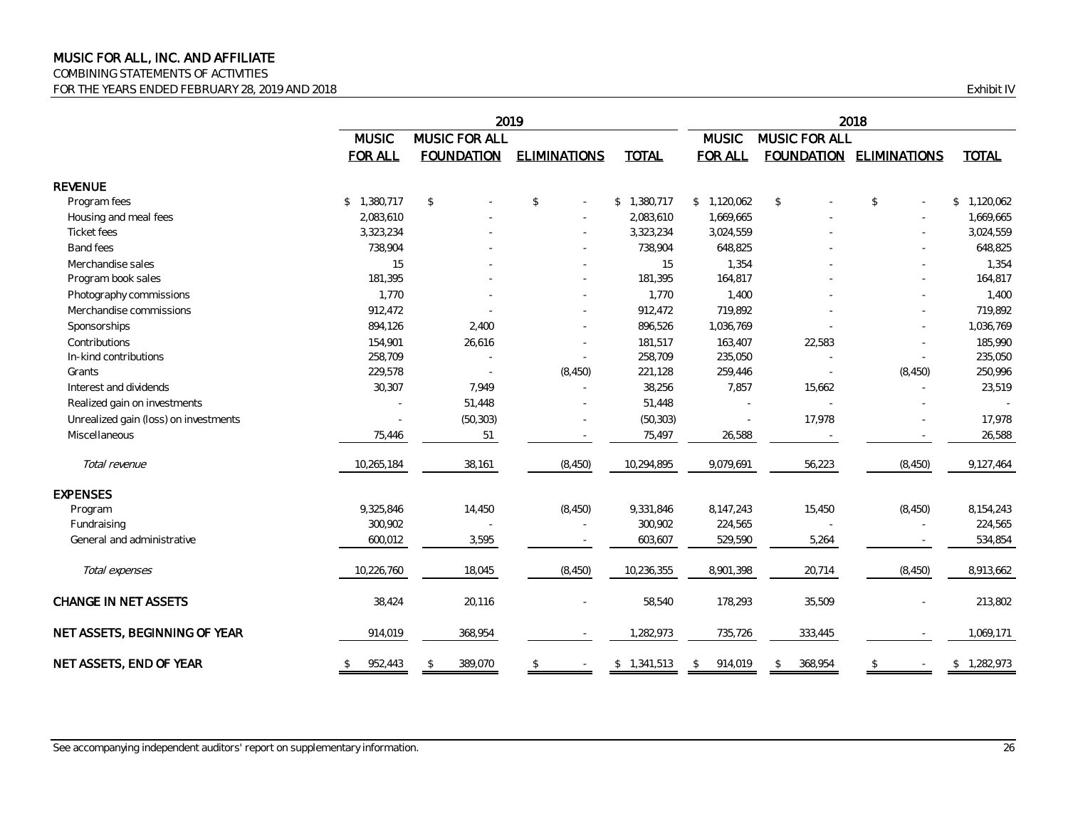# MUSIC FOR ALL, INC. AND AFFILIATE

COMBINING STATEMENTS OF ACTIVITIES

FOR THE YEARS ENDED FEBRUARY 28, 2019 AND 2018

Exhibit IV

| | 2019 | | | | 2018 | | | |
|---|---|---|---|---|---|---|---|---|
| | MUSIC FOR ALL | MUSIC FOR ALL FOUNDATION | ELIMINATIONS | TOTAL | MUSIC FOR ALL | MUSIC FOR ALL FOUNDATION | ELIMINATIONS | TOTAL |
| **REVENUE** | | | | | | | | |
| Program fees | $ 1,380,717 | $ - | $ - | $ 1,380,717 | $ 1,120,062 | $ - | $ - | $ 1,120,062 |
| Housing and meal fees | 2,083,610 | - | - | 2,083,610 | 1,669,665 | - | - | 1,669,665 |
| Ticket fees | 3,323,234 | - | - | 3,323,234 | 3,024,559 | - | - | 3,024,559 |
| Band fees | 738,904 | - | - | 738,904 | 648,825 | - | - | 648,825 |
| Merchandise sales | 15 | - | - | 15 | 1,354 | - | - | 1,354 |
| Program book sales | 181,395 | - | - | 181,395 | 164,817 | - | - | 164,817 |
| Photography commissions | 1,770 | - | - | 1,770 | 1,400 | - | - | 1,400 |
| Merchandise commissions | 912,472 | - | - | 912,472 | 719,892 | - | - | 719,892 |
| Sponsorships | 894,126 | 2,400 | - | 896,526 | 1,036,769 | - | - | 1,036,769 |
| Contributions | 154,901 | 26,616 | - | 181,517 | 163,407 | 22,583 | - | 185,990 |
| In-kind contributions | 258,709 | - | - | 258,709 | 235,050 | - | - | 235,050 |
| Grants | 229,578 | - | (8,450) | 221,128 | 259,446 | - | (8,450) | 250,996 |
| Interest and dividends | 30,307 | 7,949 | - | 38,256 | 7,857 | 15,662 | - | 23,519 |
| Realized gain on investments | - | 51,448 | - | 51,448 | - | - | - | - |
| Unrealized gain (loss) on investments | - | (50,303) | - | (50,303) | - | 17,978 | - | 17,978 |
| Miscellaneous | 75,446 | 51 | - | 75,497 | 26,588 | - | - | 26,588 |
| *Total revenue* | 10,265,184 | 38,161 | (8,450) | 10,294,895 | 9,079,691 | 56,223 | (8,450) | 9,127,464 |
| **EXPENSES** | | | | | | | | |
| Program | 9,325,846 | 14,450 | (8,450) | 9,331,846 | 8,147,243 | 15,450 | (8,450) | 8,154,243 |
| Fundraising | 300,902 | - | - | 300,902 | 224,565 | - | - | 224,565 |
| General and administrative | 600,012 | 3,595 | - | 603,607 | 529,590 | 5,264 | - | 534,854 |
| *Total expenses* | 10,226,760 | 18,045 | (8,450) | 10,236,355 | 8,901,398 | 20,714 | (8,450) | 8,913,662 |
| **CHANGE IN NET ASSETS** | 38,424 | 20,116 | - | 58,540 | 178,293 | 35,509 | - | 213,802 |
| **NET ASSETS, BEGINNING OF YEAR** | 914,019 | 368,954 | - | 1,282,973 | 735,726 | 333,445 | - | 1,069,171 |
| **NET ASSETS, END OF YEAR** | $ 952,443 | $ 389,070 | $ - | $ 1,341,513 | $ 914,019 | $ 368,954 | $ - | $ 1,282,973 |

See accompanying independent auditors' report on supplementary information.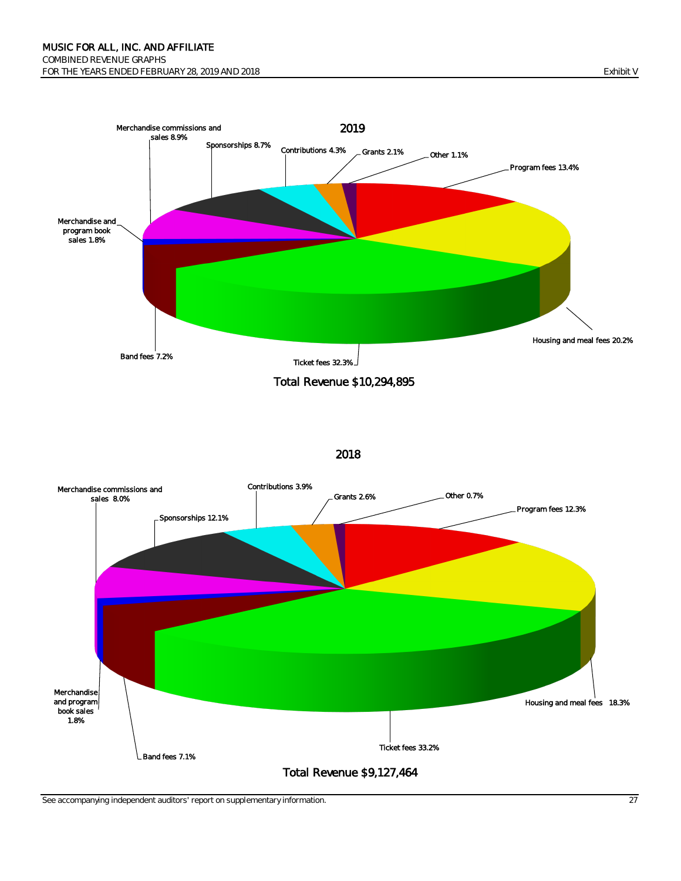MUSIC FOR ALL, INC. AND AFFILIATE
COMBINED REVENUE GRAPHS
FOR THE YEARS ENDED FEBRUARY 28, 2019 AND 2018

Exhibit V

## 2019

| Category | Percentage |
|---|---|
| Program fees | 13.4% |
| Housing and meal fees | 20.2% |
| Ticket fees | 32.3% |
| Band fees | 7.2% |
| Merchandise and program book sales | 1.8% |
| Merchandise commissions and sales | 8.9% |
| Sponsorships | 8.7% |
| Contributions | 4.3% |
| Grants | 2.1% |
| Other | 1.1% |

Total Revenue $10,294,895

## 2018

| Category | Percentage |
|---|---|
| Program fees | 12.3% |
| Housing and meal fees | 18.3% |
| Ticket fees | 33.2% |
| Band fees | 7.1% |
| Merchandise and program book sales | 1.8% |
| Merchandise commissions and sales | 8.0% |
| Sponsorships | 12.1% |
| Contributions | 3.9% |
| Grants | 2.6% |
| Other | 0.7% |

Total Revenue $9,127,464

See accompanying independent auditors' report on supplementary information.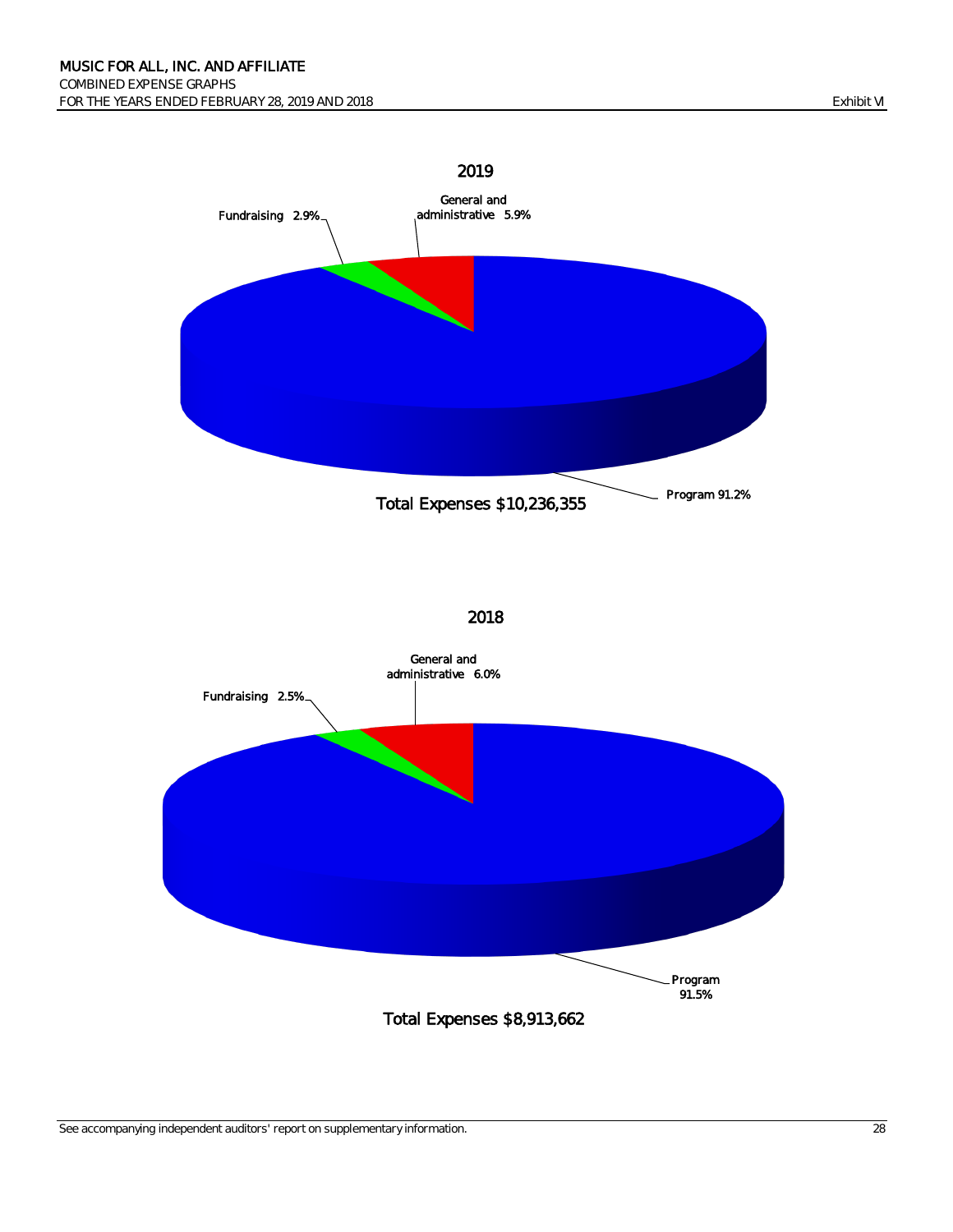# MUSIC FOR ALL, INC. AND AFFILIATE

COMBINED EXPENSE GRAPHS

FOR THE YEARS ENDED FEBRUARY 28, 2019 AND 2018

Exhibit VI

2019

General and administrative 5.9%

Fundraising 2.9%

Program 91.2%

Total Expenses $10,236,355

2018

General and administrative 6.0%

Fundraising 2.5%

Program 91.5%

Total Expenses $8,913,662

See accompanying independent auditors' report on supplementary information.